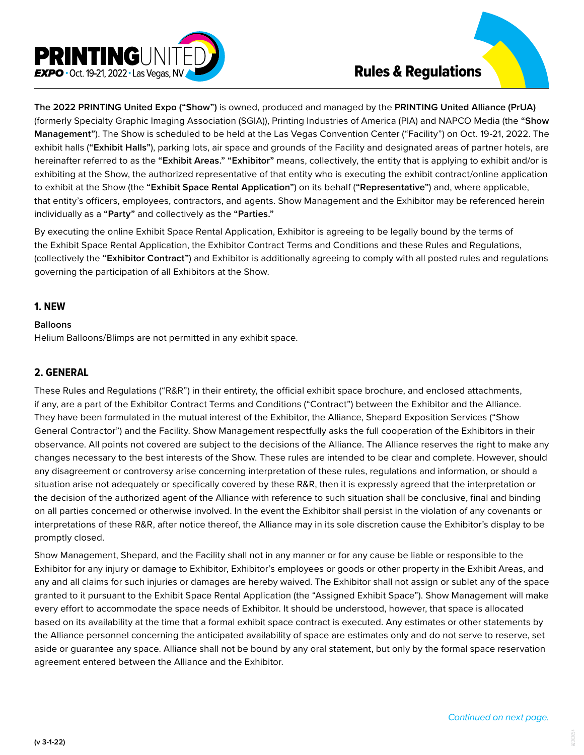# Rules & Regulations

**PRINTING UNITED EXPO** • Oct. 19-21, 2022 • Las Vegas, NV

**The 2022 PRINTING United Expo ("Show")** is owned, produced and managed by the **PRINTING United Alliance (PrUA)** (formerly Specialty Graphic Imaging Association (SGIA)), Printing Industries of America (PIA) and NAPCO Media (the **"Show Management"**). The Show is scheduled to be held at the Las Vegas Convention Center ("Facility") on Oct. 19-21, 2022. The exhibit halls (**"Exhibit Halls"**), parking lots, air space and grounds of the Facility and designated areas of partner hotels, are hereinafter referred to as the **"Exhibit Areas." "Exhibitor"** means, collectively, the entity that is applying to exhibit and/or is exhibiting at the Show, the authorized representative of that entity who is executing the exhibit contract/online application to exhibit at the Show (the **"Exhibit Space Rental Application"**) on its behalf (**"Representative"**) and, where applicable, that entity's officers, employees, contractors, and agents. Show Management and the Exhibitor may be referenced herein individually as a **"Party"** and collectively as the **"Parties."**

By executing the online Exhibit Space Rental Application, Exhibitor is agreeing to be legally bound by the terms of the Exhibit Space Rental Application, the Exhibitor Contract Terms and Conditions and these Rules and Regulations, (collectively the **"Exhibitor Contract"**) and Exhibitor is additionally agreeing to comply with all posted rules and regulations governing the participation of all Exhibitors at the Show.

## 1. NEW

**Balloons**

Helium Balloons/Blimps are not permitted in any exhibit space.

## 2. GENERAL

These Rules and Regulations ("R&R") in their entirety, the official exhibit space brochure, and enclosed attachments, if any, are a part of the Exhibitor Contract Terms and Conditions ("Contract") between the Exhibitor and the Alliance. They have been formulated in the mutual interest of the Exhibitor, the Alliance, Shepard Exposition Services ("Show General Contractor") and the Facility. Show Management respectfully asks the full cooperation of the Exhibitors in their observance. All points not covered are subject to the decisions of the Alliance. The Alliance reserves the right to make any changes necessary to the best interests of the Show. These rules are intended to be clear and complete. However, should any disagreement or controversy arise concerning interpretation of these rules, regulations and information, or should a situation arise not adequately or specifically covered by these R&R, then it is expressly agreed that the interpretation or the decision of the authorized agent of the Alliance with reference to such situation shall be conclusive, final and binding on all parties concerned or otherwise involved. In the event the Exhibitor shall persist in the violation of any covenants or interpretations of these R&R, after notice thereof, the Alliance may in its sole discretion cause the Exhibitor's display to be promptly closed.

Show Management, Shepard, and the Facility shall not in any manner or for any cause be liable or responsible to the Exhibitor for any injury or damage to Exhibitor, Exhibitor's employees or goods or other property in the Exhibit Areas, and any and all claims for such injuries or damages are hereby waived. The Exhibitor shall not assign or sublet any of the space granted to it pursuant to the Exhibit Space Rental Application (the "Assigned Exhibit Space"). Show Management will make every effort to accommodate the space needs of Exhibitor. It should be understood, however, that space is allocated based on its availability at the time that a formal exhibit space contract is executed. Any estimates or other statements by the Alliance personnel concerning the anticipated availability of space are estimates only and do not serve to reserve, set aside or guarantee any space. Alliance shall not be bound by any oral statement, but only by the formal space reservation agreement entered between the Alliance and the Exhibitor.

*Continued on next page.*

(v 3-1-22)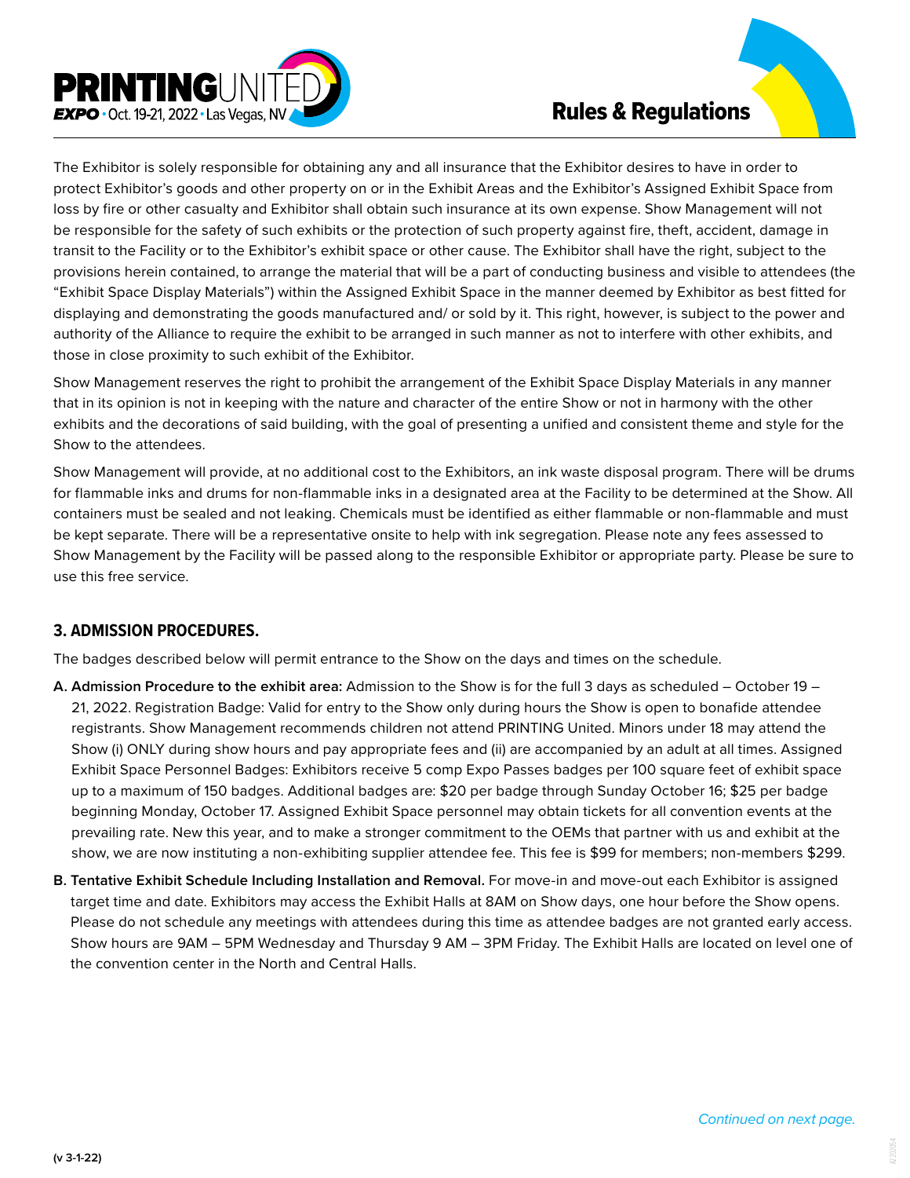The Exhibitor is solely responsible for obtaining any and all insurance that the Exhibitor desires to have in order to protect Exhibitor's goods and other property on or in the Exhibit Areas and the Exhibitor's Assigned Exhibit Space from loss by fire or other casualty and Exhibitor shall obtain such insurance at its own expense. Show Management will not be responsible for the safety of such exhibits or the protection of such property against fire, theft, accident, damage in transit to the Facility or to the Exhibitor's exhibit space or other cause. The Exhibitor shall have the right, subject to the provisions herein contained, to arrange the material that will be a part of conducting business and visible to attendees (the "Exhibit Space Display Materials") within the Assigned Exhibit Space in the manner deemed by Exhibitor as best fitted for displaying and demonstrating the goods manufactured and/ or sold by it. This right, however, is subject to the power and authority of the Alliance to require the exhibit to be arranged in such manner as not to interfere with other exhibits, and those in close proximity to such exhibit of the Exhibitor.

Show Management reserves the right to prohibit the arrangement of the Exhibit Space Display Materials in any manner that in its opinion is not in keeping with the nature and character of the entire Show or not in harmony with the other exhibits and the decorations of said building, with the goal of presenting a unified and consistent theme and style for the Show to the attendees.

Show Management will provide, at no additional cost to the Exhibitors, an ink waste disposal program. There will be drums for flammable inks and drums for non-flammable inks in a designated area at the Facility to be determined at the Show. All containers must be sealed and not leaking. Chemicals must be identified as either flammable or non-flammable and must be kept separate. There will be a representative onsite to help with ink segregation. Please note any fees assessed to Show Management by the Facility will be passed along to the responsible Exhibitor or appropriate party. Please be sure to use this free service.

## 3. ADMISSION PROCEDURES.

The badges described below will permit entrance to the Show on the days and times on the schedule.

**A. Admission Procedure to the exhibit area:** Admission to the Show is for the full 3 days as scheduled – October 19 – 21, 2022. Registration Badge: Valid for entry to the Show only during hours the Show is open to bonafide attendee registrants. Show Management recommends children not attend PRINTING United. Minors under 18 may attend the Show (i) ONLY during show hours and pay appropriate fees and (ii) are accompanied by an adult at all times. Assigned Exhibit Space Personnel Badges: Exhibitors receive 5 comp Expo Passes badges per 100 square feet of exhibit space up to a maximum of 150 badges. Additional badges are: $20 per badge through Sunday October 16; $25 per badge beginning Monday, October 17. Assigned Exhibit Space personnel may obtain tickets for all convention events at the prevailing rate. New this year, and to make a stronger commitment to the OEMs that partner with us and exhibit at the show, we are now instituting a non-exhibiting supplier attendee fee. This fee is $99 for members; non-members $299.

**B. Tentative Exhibit Schedule Including Installation and Removal.** For move-in and move-out each Exhibitor is assigned target time and date. Exhibitors may access the Exhibit Halls at 8AM on Show days, one hour before the Show opens. Please do not schedule any meetings with attendees during this time as attendee badges are not granted early access. Show hours are 9AM – 5PM Wednesday and Thursday 9 AM – 3PM Friday. The Exhibit Halls are located on level one of the convention center in the North and Central Halls.

*Continued on next page.*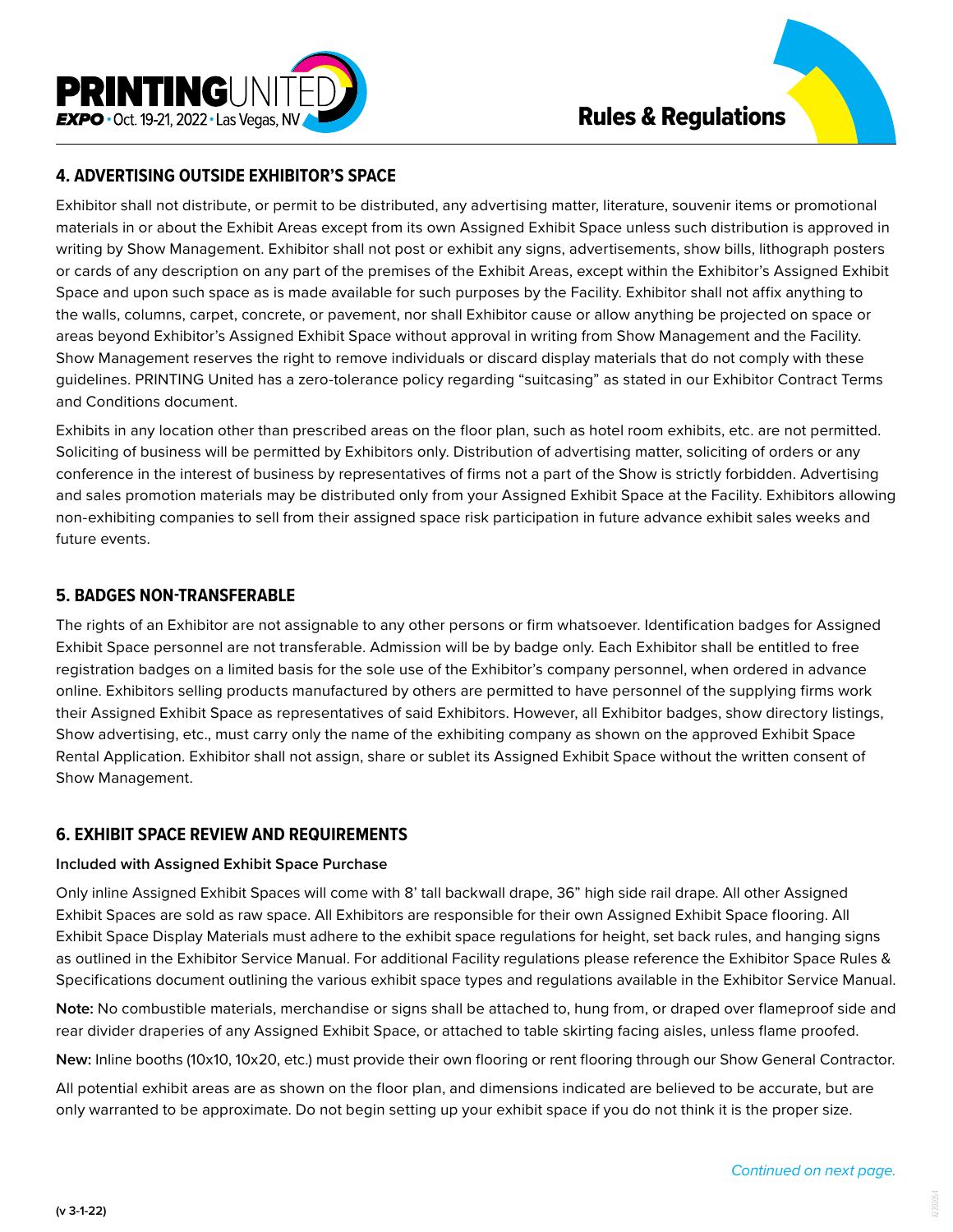## 4. ADVERTISING OUTSIDE EXHIBITOR'S SPACE

Exhibitor shall not distribute, or permit to be distributed, any advertising matter, literature, souvenir items or promotional materials in or about the Exhibit Areas except from its own Assigned Exhibit Space unless such distribution is approved in writing by Show Management. Exhibitor shall not post or exhibit any signs, advertisements, show bills, lithograph posters or cards of any description on any part of the premises of the Exhibit Areas, except within the Exhibitor's Assigned Exhibit Space and upon such space as is made available for such purposes by the Facility. Exhibitor shall not affix anything to the walls, columns, carpet, concrete, or pavement, nor shall Exhibitor cause or allow anything be projected on space or areas beyond Exhibitor's Assigned Exhibit Space without approval in writing from Show Management and the Facility. Show Management reserves the right to remove individuals or discard display materials that do not comply with these guidelines. PRINTING United has a zero-tolerance policy regarding "suitcasing" as stated in our Exhibitor Contract Terms and Conditions document.

Exhibits in any location other than prescribed areas on the floor plan, such as hotel room exhibits, etc. are not permitted. Soliciting of business will be permitted by Exhibitors only. Distribution of advertising matter, soliciting of orders or any conference in the interest of business by representatives of firms not a part of the Show is strictly forbidden. Advertising and sales promotion materials may be distributed only from your Assigned Exhibit Space at the Facility. Exhibitors allowing non-exhibiting companies to sell from their assigned space risk participation in future advance exhibit sales weeks and future events.

## 5. BADGES NON-TRANSFERABLE

The rights of an Exhibitor are not assignable to any other persons or firm whatsoever. Identification badges for Assigned Exhibit Space personnel are not transferable. Admission will be by badge only. Each Exhibitor shall be entitled to free registration badges on a limited basis for the sole use of the Exhibitor's company personnel, when ordered in advance online. Exhibitors selling products manufactured by others are permitted to have personnel of the supplying firms work their Assigned Exhibit Space as representatives of said Exhibitors. However, all Exhibitor badges, show directory listings, Show advertising, etc., must carry only the name of the exhibiting company as shown on the approved Exhibit Space Rental Application. Exhibitor shall not assign, share or sublet its Assigned Exhibit Space without the written consent of Show Management.

## 6. EXHIBIT SPACE REVIEW AND REQUIREMENTS

**Included with Assigned Exhibit Space Purchase**

Only inline Assigned Exhibit Spaces will come with 8' tall backwall drape, 36" high side rail drape. All other Assigned Exhibit Spaces are sold as raw space. All Exhibitors are responsible for their own Assigned Exhibit Space flooring. All Exhibit Space Display Materials must adhere to the exhibit space regulations for height, set back rules, and hanging signs as outlined in the Exhibitor Service Manual. For additional Facility regulations please reference the Exhibitor Space Rules & Specifications document outlining the various exhibit space types and regulations available in the Exhibitor Service Manual.

**Note:** No combustible materials, merchandise or signs shall be attached to, hung from, or draped over flameproof side and rear divider draperies of any Assigned Exhibit Space, or attached to table skirting facing aisles, unless flame proofed.

**New:** Inline booths (10x10, 10x20, etc.) must provide their own flooring or rent flooring through our Show General Contractor.

All potential exhibit areas are as shown on the floor plan, and dimensions indicated are believed to be accurate, but are only warranted to be approximate. Do not begin setting up your exhibit space if you do not think it is the proper size.

*Continued on next page.*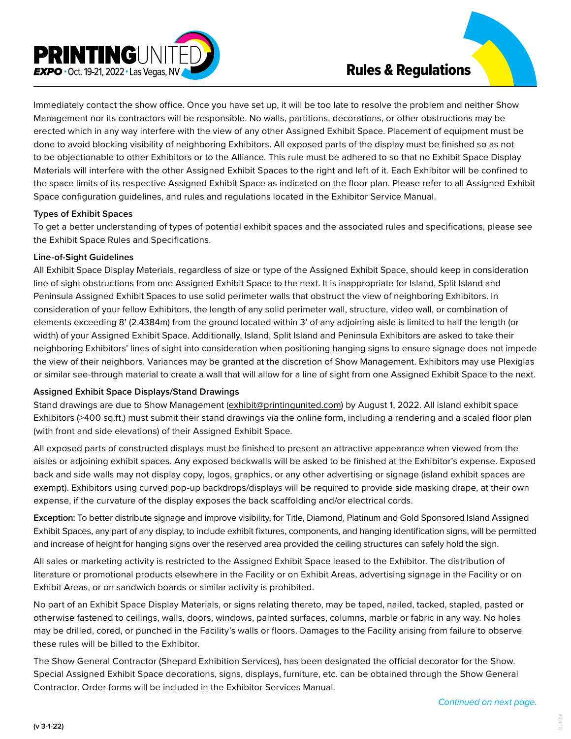Immediately contact the show office. Once you have set up, it will be too late to resolve the problem and neither Show Management nor its contractors will be responsible. No walls, partitions, decorations, or other obstructions may be erected which in any way interfere with the view of any other Assigned Exhibit Space. Placement of equipment must be done to avoid blocking visibility of neighboring Exhibitors. All exposed parts of the display must be finished so as not to be objectionable to other Exhibitors or to the Alliance. This rule must be adhered to so that no Exhibit Space Display Materials will interfere with the other Assigned Exhibit Spaces to the right and left of it. Each Exhibitor will be confined to the space limits of its respective Assigned Exhibit Space as indicated on the floor plan. Please refer to all Assigned Exhibit Space configuration guidelines, and rules and regulations located in the Exhibitor Service Manual.

**Types of Exhibit Spaces**

To get a better understanding of types of potential exhibit spaces and the associated rules and specifications, please see the Exhibit Space Rules and Specifications.

**Line-of-Sight Guidelines**

All Exhibit Space Display Materials, regardless of size or type of the Assigned Exhibit Space, should keep in consideration line of sight obstructions from one Assigned Exhibit Space to the next. It is inappropriate for Island, Split Island and Peninsula Assigned Exhibit Spaces to use solid perimeter walls that obstruct the view of neighboring Exhibitors. In consideration of your fellow Exhibitors, the length of any solid perimeter wall, structure, video wall, or combination of elements exceeding 8' (2.4384m) from the ground located within 3' of any adjoining aisle is limited to half the length (or width) of your Assigned Exhibit Space. Additionally, Island, Split Island and Peninsula Exhibitors are asked to take their neighboring Exhibitors' lines of sight into consideration when positioning hanging signs to ensure signage does not impede the view of their neighbors. Variances may be granted at the discretion of Show Management. Exhibitors may use Plexiglas or similar see-through material to create a wall that will allow for a line of sight from one Assigned Exhibit Space to the next.

**Assigned Exhibit Space Displays/Stand Drawings**

Stand drawings are due to Show Management (exhibit@printingunited.com) by August 1, 2022. All island exhibit space Exhibitors (>400 sq.ft.) must submit their stand drawings via the online form, including a rendering and a scaled floor plan (with front and side elevations) of their Assigned Exhibit Space.

All exposed parts of constructed displays must be finished to present an attractive appearance when viewed from the aisles or adjoining exhibit spaces. Any exposed backwalls will be asked to be finished at the Exhibitor's expense. Exposed back and side walls may not display copy, logos, graphics, or any other advertising or signage (island exhibit spaces are exempt). Exhibitors using curved pop-up backdrops/displays will be required to provide side masking drape, at their own expense, if the curvature of the display exposes the back scaffolding and/or electrical cords.

**Exception:** To better distribute signage and improve visibility, for Title, Diamond, Platinum and Gold Sponsored Island Assigned Exhibit Spaces, any part of any display, to include exhibit fixtures, components, and hanging identification signs, will be permitted and increase of height for hanging signs over the reserved area provided the ceiling structures can safely hold the sign.

All sales or marketing activity is restricted to the Assigned Exhibit Space leased to the Exhibitor. The distribution of literature or promotional products elsewhere in the Facility or on Exhibit Areas, advertising signage in the Facility or on Exhibit Areas, or on sandwich boards or similar activity is prohibited.

No part of an Exhibit Space Display Materials, or signs relating thereto, may be taped, nailed, tacked, stapled, pasted or otherwise fastened to ceilings, walls, doors, windows, painted surfaces, columns, marble or fabric in any way. No holes may be drilled, cored, or punched in the Facility's walls or floors. Damages to the Facility arising from failure to observe these rules will be billed to the Exhibitor.

The Show General Contractor (Shepard Exhibition Services), has been designated the official decorator for the Show. Special Assigned Exhibit Space decorations, signs, displays, furniture, etc. can be obtained through the Show General Contractor. Order forms will be included in the Exhibitor Services Manual.

*Continued on next page.*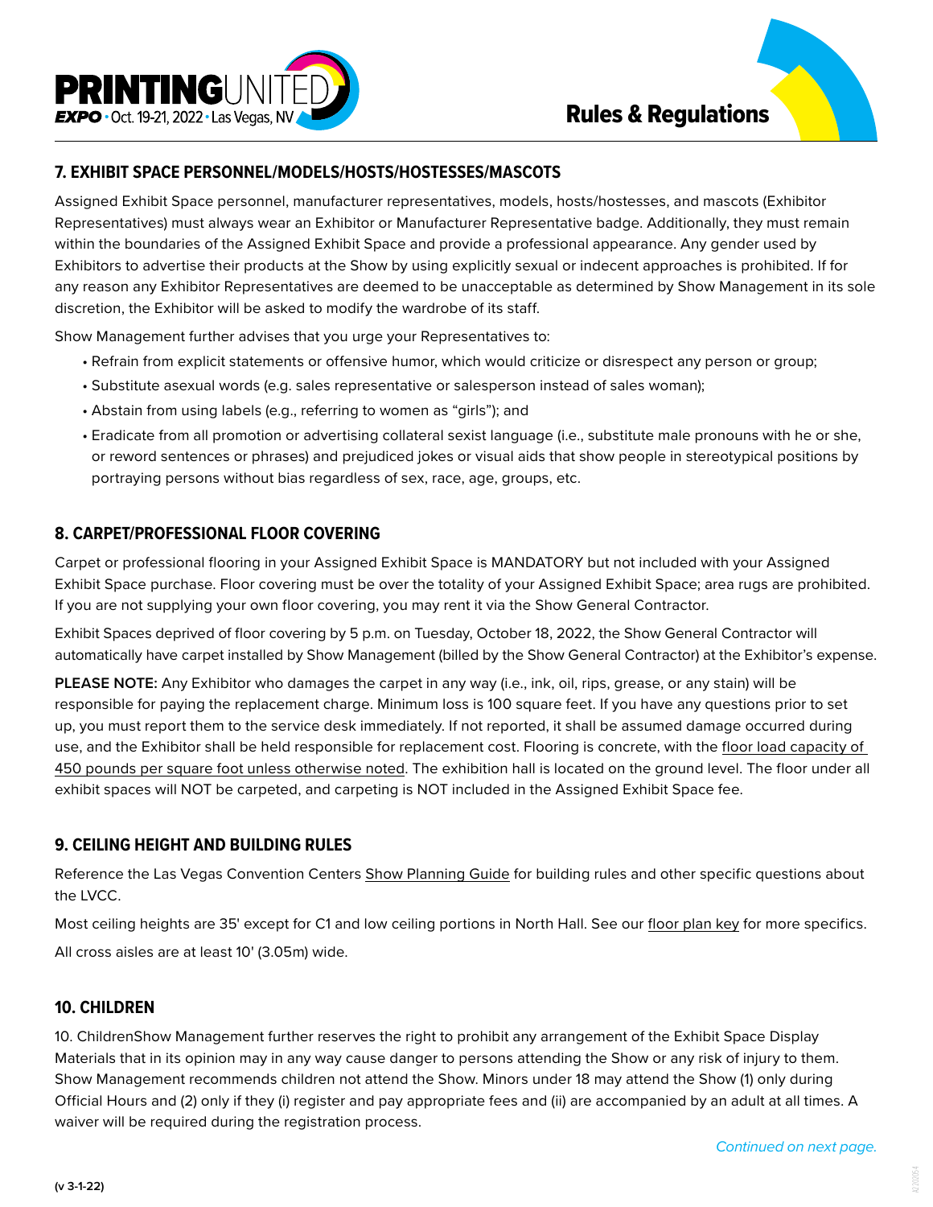## 7. EXHIBIT SPACE PERSONNEL/MODELS/HOSTS/HOSTESSES/MASCOTS

Assigned Exhibit Space personnel, manufacturer representatives, models, hosts/hostesses, and mascots (Exhibitor Representatives) must always wear an Exhibitor or Manufacturer Representative badge. Additionally, they must remain within the boundaries of the Assigned Exhibit Space and provide a professional appearance. Any gender used by Exhibitors to advertise their products at the Show by using explicitly sexual or indecent approaches is prohibited. If for any reason any Exhibitor Representatives are deemed to be unacceptable as determined by Show Management in its sole discretion, the Exhibitor will be asked to modify the wardrobe of its staff.

Show Management further advises that you urge your Representatives to:

- Refrain from explicit statements or offensive humor, which would criticize or disrespect any person or group;
- Substitute asexual words (e.g. sales representative or salesperson instead of sales woman);
- Abstain from using labels (e.g., referring to women as "girls"); and
- Eradicate from all promotion or advertising collateral sexist language (i.e., substitute male pronouns with he or she, or reword sentences or phrases) and prejudiced jokes or visual aids that show people in stereotypical positions by portraying persons without bias regardless of sex, race, age, groups, etc.

## 8. CARPET/PROFESSIONAL FLOOR COVERING

Carpet or professional flooring in your Assigned Exhibit Space is MANDATORY but not included with your Assigned Exhibit Space purchase. Floor covering must be over the totality of your Assigned Exhibit Space; area rugs are prohibited. If you are not supplying your own floor covering, you may rent it via the Show General Contractor.

Exhibit Spaces deprived of floor covering by 5 p.m. on Tuesday, October 18, 2022, the Show General Contractor will automatically have carpet installed by Show Management (billed by the Show General Contractor) at the Exhibitor's expense.

**PLEASE NOTE:** Any Exhibitor who damages the carpet in any way (i.e., ink, oil, rips, grease, or any stain) will be responsible for paying the replacement charge. Minimum loss is 100 square feet. If you have any questions prior to set up, you must report them to the service desk immediately. If not reported, it shall be assumed damage occurred during use, and the Exhibitor shall be held responsible for replacement cost. Flooring is concrete, with the floor load capacity of 450 pounds per square foot unless otherwise noted. The exhibition hall is located on the ground level. The floor under all exhibit spaces will NOT be carpeted, and carpeting is NOT included in the Assigned Exhibit Space fee.

## 9. CEILING HEIGHT AND BUILDING RULES

Reference the Las Vegas Convention Centers Show Planning Guide for building rules and other specific questions about the LVCC.

Most ceiling heights are 35' except for C1 and low ceiling portions in North Hall. See our floor plan key for more specifics.

All cross aisles are at least 10' (3.05m) wide.

## 10. CHILDREN

10. ChildrenShow Management further reserves the right to prohibit any arrangement of the Exhibit Space Display Materials that in its opinion may in any way cause danger to persons attending the Show or any risk of injury to them. Show Management recommends children not attend the Show. Minors under 18 may attend the Show (1) only during Official Hours and (2) only if they (i) register and pay appropriate fees and (ii) are accompanied by an adult at all times. A waiver will be required during the registration process.

*Continued on next page.*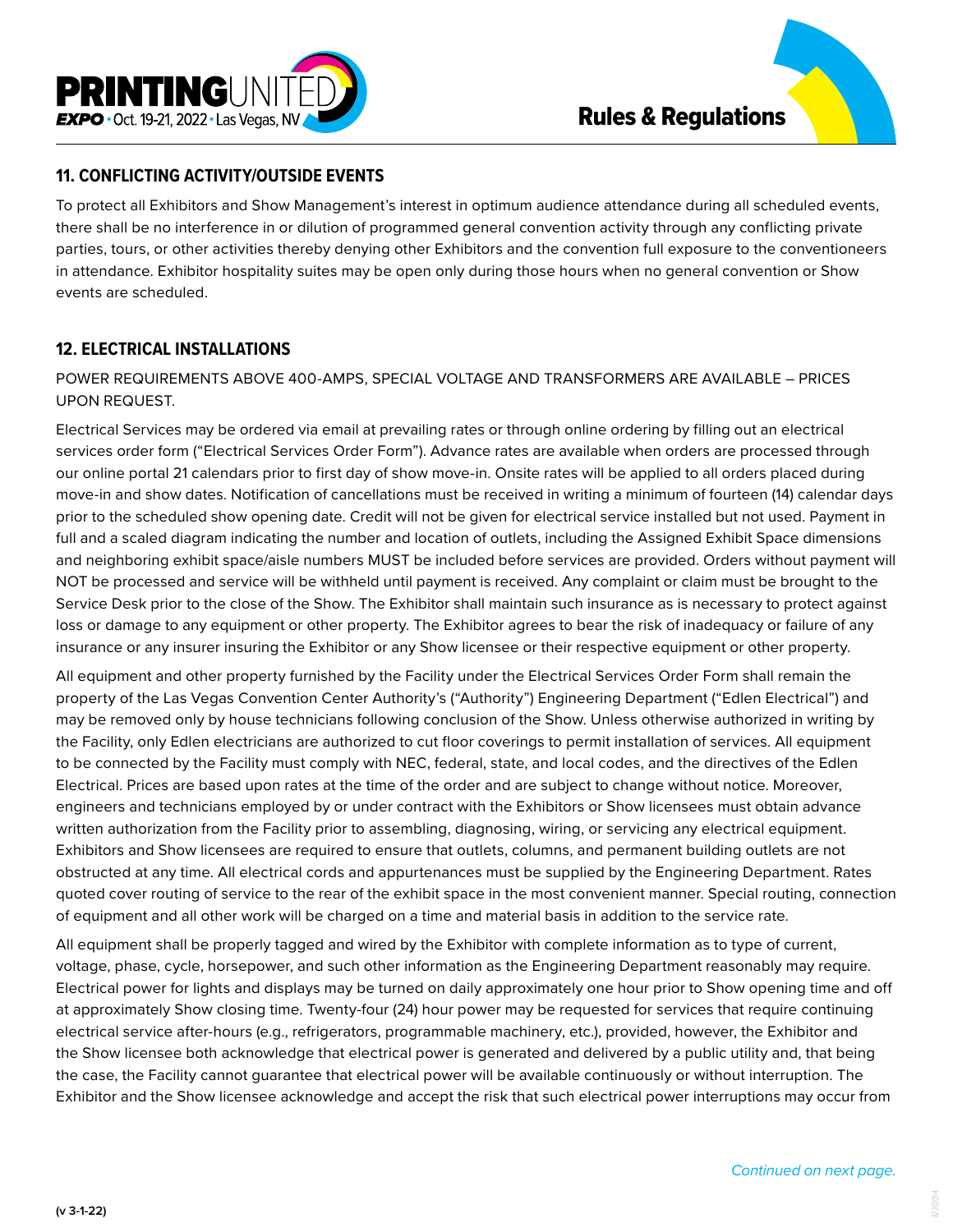## 11. CONFLICTING ACTIVITY/OUTSIDE EVENTS

To protect all Exhibitors and Show Management's interest in optimum audience attendance during all scheduled events, there shall be no interference in or dilution of programmed general convention activity through any conflicting private parties, tours, or other activities thereby denying other Exhibitors and the convention full exposure to the conventioneers in attendance. Exhibitor hospitality suites may be open only during those hours when no general convention or Show events are scheduled.

## 12. ELECTRICAL INSTALLATIONS

POWER REQUIREMENTS ABOVE 400-AMPS, SPECIAL VOLTAGE AND TRANSFORMERS ARE AVAILABLE – PRICES UPON REQUEST.

Electrical Services may be ordered via email at prevailing rates or through online ordering by filling out an electrical services order form ("Electrical Services Order Form"). Advance rates are available when orders are processed through our online portal 21 calendars prior to first day of show move-in. Onsite rates will be applied to all orders placed during move-in and show dates. Notification of cancellations must be received in writing a minimum of fourteen (14) calendar days prior to the scheduled show opening date. Credit will not be given for electrical service installed but not used. Payment in full and a scaled diagram indicating the number and location of outlets, including the Assigned Exhibit Space dimensions and neighboring exhibit space/aisle numbers MUST be included before services are provided. Orders without payment will NOT be processed and service will be withheld until payment is received. Any complaint or claim must be brought to the Service Desk prior to the close of the Show. The Exhibitor shall maintain such insurance as is necessary to protect against loss or damage to any equipment or other property. The Exhibitor agrees to bear the risk of inadequacy or failure of any insurance or any insurer insuring the Exhibitor or any Show licensee or their respective equipment or other property.

All equipment and other property furnished by the Facility under the Electrical Services Order Form shall remain the property of the Las Vegas Convention Center Authority's ("Authority") Engineering Department ("Edlen Electrical") and may be removed only by house technicians following conclusion of the Show. Unless otherwise authorized in writing by the Facility, only Edlen electricians are authorized to cut floor coverings to permit installation of services. All equipment to be connected by the Facility must comply with NEC, federal, state, and local codes, and the directives of the Edlen Electrical. Prices are based upon rates at the time of the order and are subject to change without notice. Moreover, engineers and technicians employed by or under contract with the Exhibitors or Show licensees must obtain advance written authorization from the Facility prior to assembling, diagnosing, wiring, or servicing any electrical equipment. Exhibitors and Show licensees are required to ensure that outlets, columns, and permanent building outlets are not obstructed at any time. All electrical cords and appurtenances must be supplied by the Engineering Department. Rates quoted cover routing of service to the rear of the exhibit space in the most convenient manner. Special routing, connection of equipment and all other work will be charged on a time and material basis in addition to the service rate.

All equipment shall be properly tagged and wired by the Exhibitor with complete information as to type of current, voltage, phase, cycle, horsepower, and such other information as the Engineering Department reasonably may require. Electrical power for lights and displays may be turned on daily approximately one hour prior to Show opening time and off at approximately Show closing time. Twenty-four (24) hour power may be requested for services that require continuing electrical service after-hours (e.g., refrigerators, programmable machinery, etc.), provided, however, the Exhibitor and the Show licensee both acknowledge that electrical power is generated and delivered by a public utility and, that being the case, the Facility cannot guarantee that electrical power will be available continuously or without interruption. The Exhibitor and the Show licensee acknowledge and accept the risk that such electrical power interruptions may occur from

*Continued on next page.*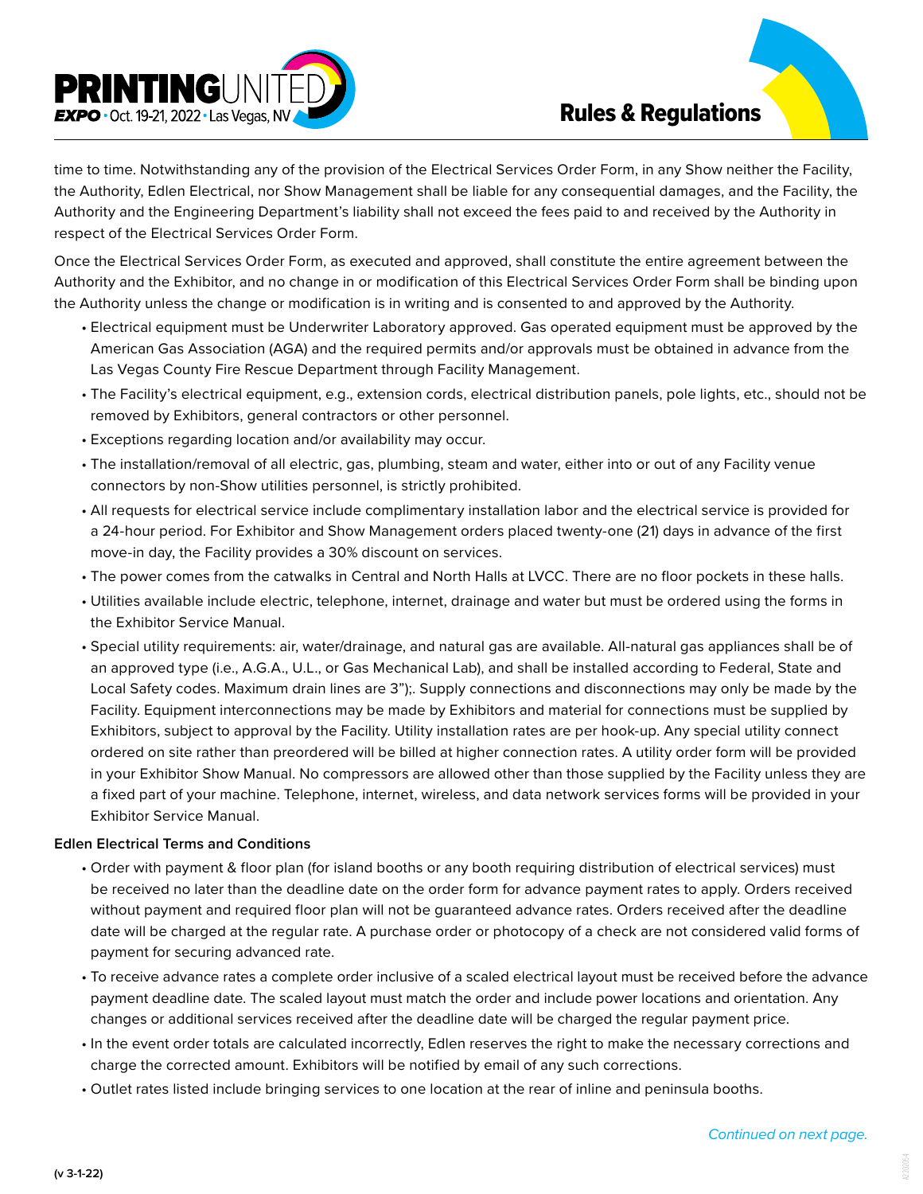time to time. Notwithstanding any of the provision of the Electrical Services Order Form, in any Show neither the Facility, the Authority, Edlen Electrical, nor Show Management shall be liable for any consequential damages, and the Facility, the Authority and the Engineering Department's liability shall not exceed the fees paid to and received by the Authority in respect of the Electrical Services Order Form.

Once the Electrical Services Order Form, as executed and approved, shall constitute the entire agreement between the Authority and the Exhibitor, and no change in or modification of this Electrical Services Order Form shall be binding upon the Authority unless the change or modification is in writing and is consented to and approved by the Authority.

- Electrical equipment must be Underwriter Laboratory approved. Gas operated equipment must be approved by the American Gas Association (AGA) and the required permits and/or approvals must be obtained in advance from the Las Vegas County Fire Rescue Department through Facility Management.
- The Facility's electrical equipment, e.g., extension cords, electrical distribution panels, pole lights, etc., should not be removed by Exhibitors, general contractors or other personnel.
- Exceptions regarding location and/or availability may occur.
- The installation/removal of all electric, gas, plumbing, steam and water, either into or out of any Facility venue connectors by non-Show utilities personnel, is strictly prohibited.
- All requests for electrical service include complimentary installation labor and the electrical service is provided for a 24-hour period. For Exhibitor and Show Management orders placed twenty-one (21) days in advance of the first move-in day, the Facility provides a 30% discount on services.
- The power comes from the catwalks in Central and North Halls at LVCC. There are no floor pockets in these halls.
- Utilities available include electric, telephone, internet, drainage and water but must be ordered using the forms in the Exhibitor Service Manual.
- Special utility requirements: air, water/drainage, and natural gas are available. All-natural gas appliances shall be of an approved type (i.e., A.G.A., U.L., or Gas Mechanical Lab), and shall be installed according to Federal, State and Local Safety codes. Maximum drain lines are 3");. Supply connections and disconnections may only be made by the Facility. Equipment interconnections may be made by Exhibitors and material for connections must be supplied by Exhibitors, subject to approval by the Facility. Utility installation rates are per hook-up. Any special utility connect ordered on site rather than preordered will be billed at higher connection rates. A utility order form will be provided in your Exhibitor Show Manual. No compressors are allowed other than those supplied by the Facility unless they are a fixed part of your machine. Telephone, internet, wireless, and data network services forms will be provided in your Exhibitor Service Manual.

**Edlen Electrical Terms and Conditions**

- Order with payment & floor plan (for island booths or any booth requiring distribution of electrical services) must be received no later than the deadline date on the order form for advance payment rates to apply. Orders received without payment and required floor plan will not be guaranteed advance rates. Orders received after the deadline date will be charged at the regular rate. A purchase order or photocopy of a check are not considered valid forms of payment for securing advanced rate.
- To receive advance rates a complete order inclusive of a scaled electrical layout must be received before the advance payment deadline date. The scaled layout must match the order and include power locations and orientation. Any changes or additional services received after the deadline date will be charged the regular payment price.
- In the event order totals are calculated incorrectly, Edlen reserves the right to make the necessary corrections and charge the corrected amount. Exhibitors will be notified by email of any such corrections.
- Outlet rates listed include bringing services to one location at the rear of inline and peninsula booths.

*Continued on next page.*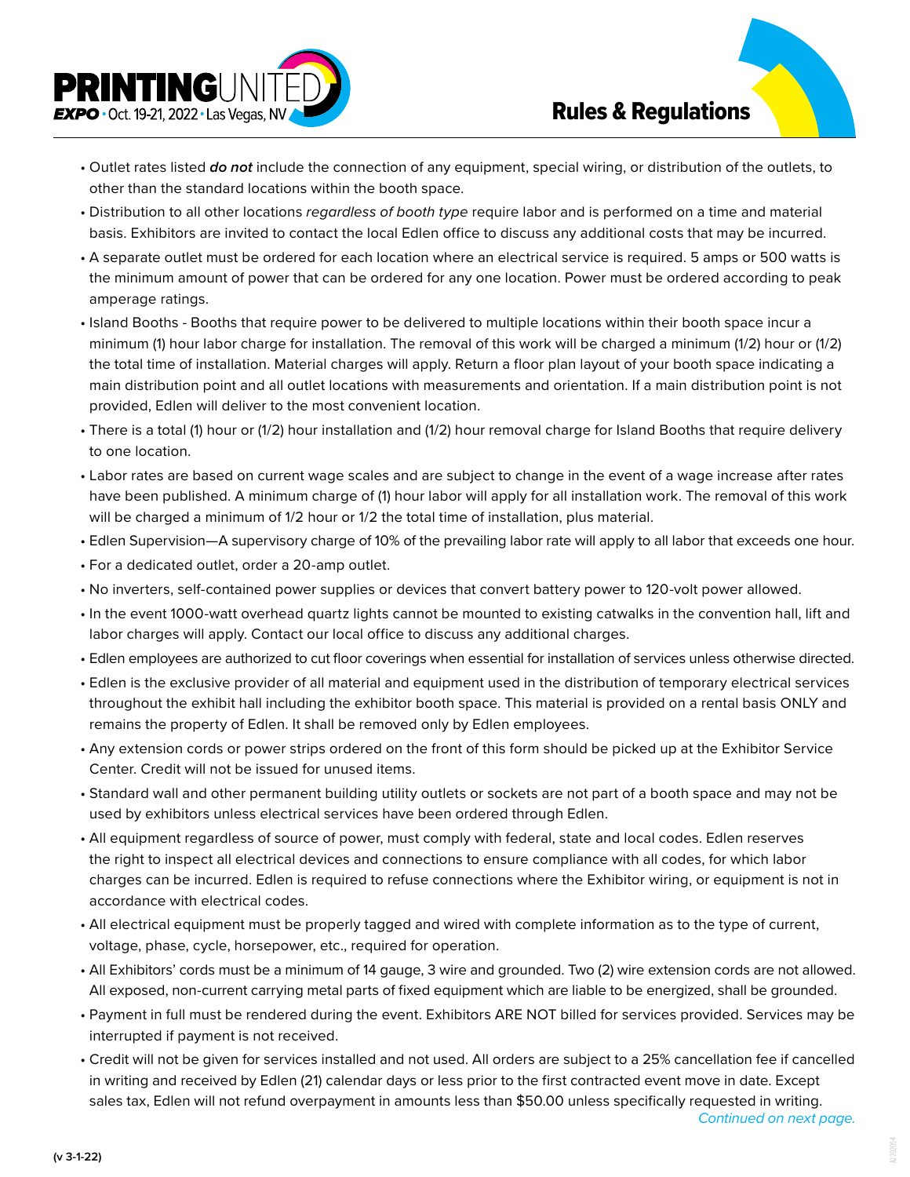## Rules & Regulations

- Outlet rates listed ***do not*** include the connection of any equipment, special wiring, or distribution of the outlets, to other than the standard locations within the booth space.
- Distribution to all other locations *regardless of booth type* require labor and is performed on a time and material basis. Exhibitors are invited to contact the local Edlen office to discuss any additional costs that may be incurred.
- A separate outlet must be ordered for each location where an electrical service is required. 5 amps or 500 watts is the minimum amount of power that can be ordered for any one location. Power must be ordered according to peak amperage ratings.
- Island Booths - Booths that require power to be delivered to multiple locations within their booth space incur a minimum (1) hour labor charge for installation. The removal of this work will be charged a minimum (1/2) hour or (1/2) the total time of installation. Material charges will apply. Return a floor plan layout of your booth space indicating a main distribution point and all outlet locations with measurements and orientation. If a main distribution point is not provided, Edlen will deliver to the most convenient location.
- There is a total (1) hour or (1/2) hour installation and (1/2) hour removal charge for Island Booths that require delivery to one location.
- Labor rates are based on current wage scales and are subject to change in the event of a wage increase after rates have been published. A minimum charge of (1) hour labor will apply for all installation work. The removal of this work will be charged a minimum of 1/2 hour or 1/2 the total time of installation, plus material.
- Edlen Supervision—A supervisory charge of 10% of the prevailing labor rate will apply to all labor that exceeds one hour.
- For a dedicated outlet, order a 20-amp outlet.
- No inverters, self-contained power supplies or devices that convert battery power to 120-volt power allowed.
- In the event 1000-watt overhead quartz lights cannot be mounted to existing catwalks in the convention hall, lift and labor charges will apply. Contact our local office to discuss any additional charges.
- Edlen employees are authorized to cut floor coverings when essential for installation of services unless otherwise directed.
- Edlen is the exclusive provider of all material and equipment used in the distribution of temporary electrical services throughout the exhibit hall including the exhibitor booth space. This material is provided on a rental basis ONLY and remains the property of Edlen. It shall be removed only by Edlen employees.
- Any extension cords or power strips ordered on the front of this form should be picked up at the Exhibitor Service Center. Credit will not be issued for unused items.
- Standard wall and other permanent building utility outlets or sockets are not part of a booth space and may not be used by exhibitors unless electrical services have been ordered through Edlen.
- All equipment regardless of source of power, must comply with federal, state and local codes. Edlen reserves the right to inspect all electrical devices and connections to ensure compliance with all codes, for which labor charges can be incurred. Edlen is required to refuse connections where the Exhibitor wiring, or equipment is not in accordance with electrical codes.
- All electrical equipment must be properly tagged and wired with complete information as to the type of current, voltage, phase, cycle, horsepower, etc., required for operation.
- All Exhibitors' cords must be a minimum of 14 gauge, 3 wire and grounded. Two (2) wire extension cords are not allowed. All exposed, non-current carrying metal parts of fixed equipment which are liable to be energized, shall be grounded.
- Payment in full must be rendered during the event. Exhibitors ARE NOT billed for services provided. Services may be interrupted if payment is not received.
- Credit will not be given for services installed and not used. All orders are subject to a 25% cancellation fee if cancelled in writing and received by Edlen (21) calendar days or less prior to the first contracted event move in date. Except sales tax, Edlen will not refund overpayment in amounts less than $50.00 unless specifically requested in writing.

*Continued on next page.*

(v 3-1-22)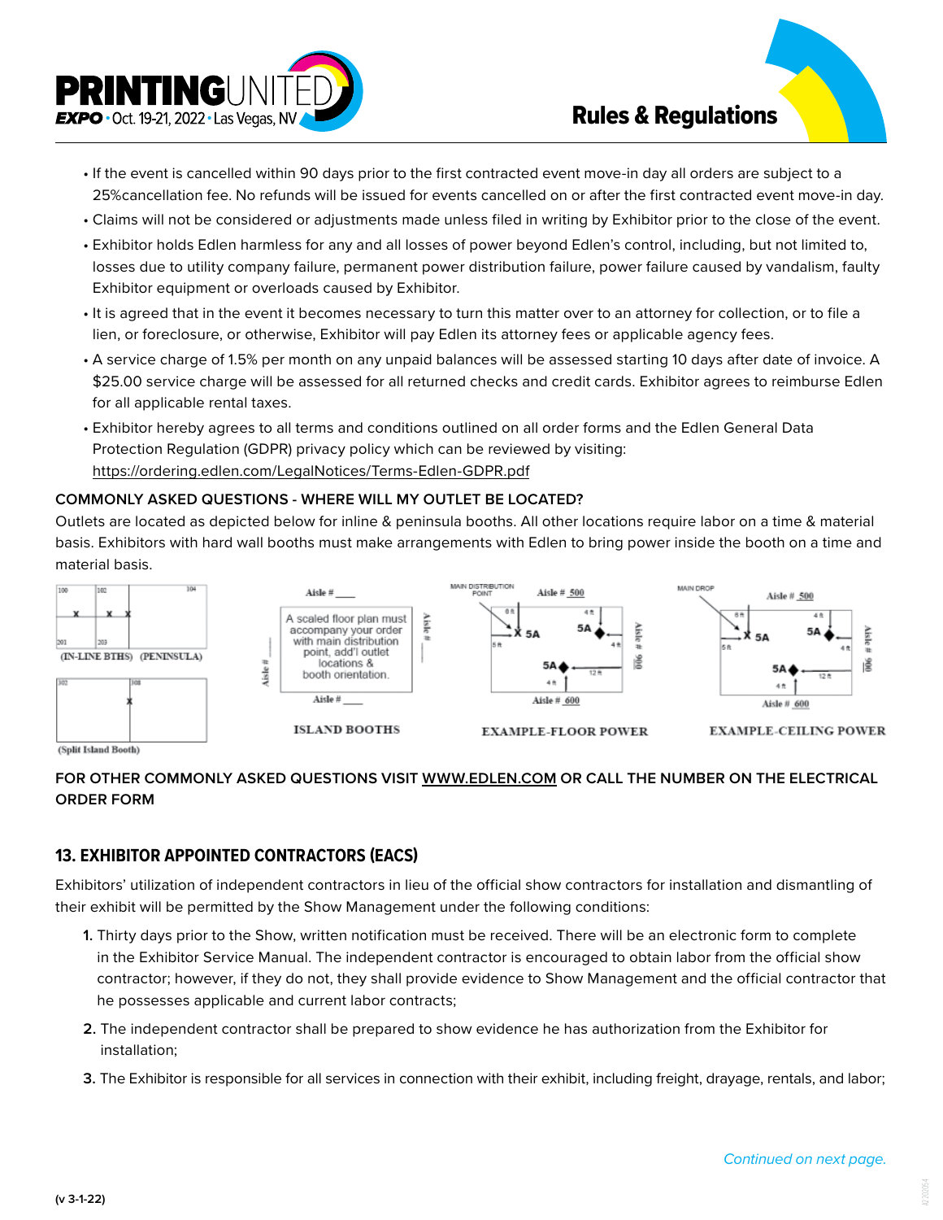- If the event is cancelled within 90 days prior to the first contracted event move-in day all orders are subject to a 25%cancellation fee. No refunds will be issued for events cancelled on or after the first contracted event move-in day.
- Claims will not be considered or adjustments made unless filed in writing by Exhibitor prior to the close of the event.
- Exhibitor holds Edlen harmless for any and all losses of power beyond Edlen's control, including, but not limited to, losses due to utility company failure, permanent power distribution failure, power failure caused by vandalism, faulty Exhibitor equipment or overloads caused by Exhibitor.
- It is agreed that in the event it becomes necessary to turn this matter over to an attorney for collection, or to file a lien, or foreclosure, or otherwise, Exhibitor will pay Edlen its attorney fees or applicable agency fees.
- A service charge of 1.5% per month on any unpaid balances will be assessed starting 10 days after date of invoice. A $25.00 service charge will be assessed for all returned checks and credit cards. Exhibitor agrees to reimburse Edlen for all applicable rental taxes.
- Exhibitor hereby agrees to all terms and conditions outlined on all order forms and the Edlen General Data Protection Regulation (GDPR) privacy policy which can be reviewed by visiting: https://ordering.edlen.com/LegalNotices/Terms-Edlen-GDPR.pdf

**COMMONLY ASKED QUESTIONS - WHERE WILL MY OUTLET BE LOCATED?**

Outlets are located as depicted below for inline & peninsula booths. All other locations require labor on a time & material basis. Exhibitors with hard wall booths must make arrangements with Edlen to bring power inside the booth on a time and material basis.

(IN-LINE BTHS) (PENINSULA)

(Split Island Booth)

A scaled floor plan must accompany your order with main distribution point, add'l outlet locations & booth orientation.

ISLAND BOOTHS

EXAMPLE-FLOOR POWER

EXAMPLE-CEILING POWER

**FOR OTHER COMMONLY ASKED QUESTIONS VISIT WWW.EDLEN.COM OR CALL THE NUMBER ON THE ELECTRICAL ORDER FORM**

## 13. EXHIBITOR APPOINTED CONTRACTORS (EACS)

Exhibitors' utilization of independent contractors in lieu of the official show contractors for installation and dismantling of their exhibit will be permitted by the Show Management under the following conditions:

1. Thirty days prior to the Show, written notification must be received. There will be an electronic form to complete in the Exhibitor Service Manual. The independent contractor is encouraged to obtain labor from the official show contractor; however, if they do not, they shall provide evidence to Show Management and the official contractor that he possesses applicable and current labor contracts;
2. The independent contractor shall be prepared to show evidence he has authorization from the Exhibitor for installation;
3. The Exhibitor is responsible for all services in connection with their exhibit, including freight, drayage, rentals, and labor;

*Continued on next page.*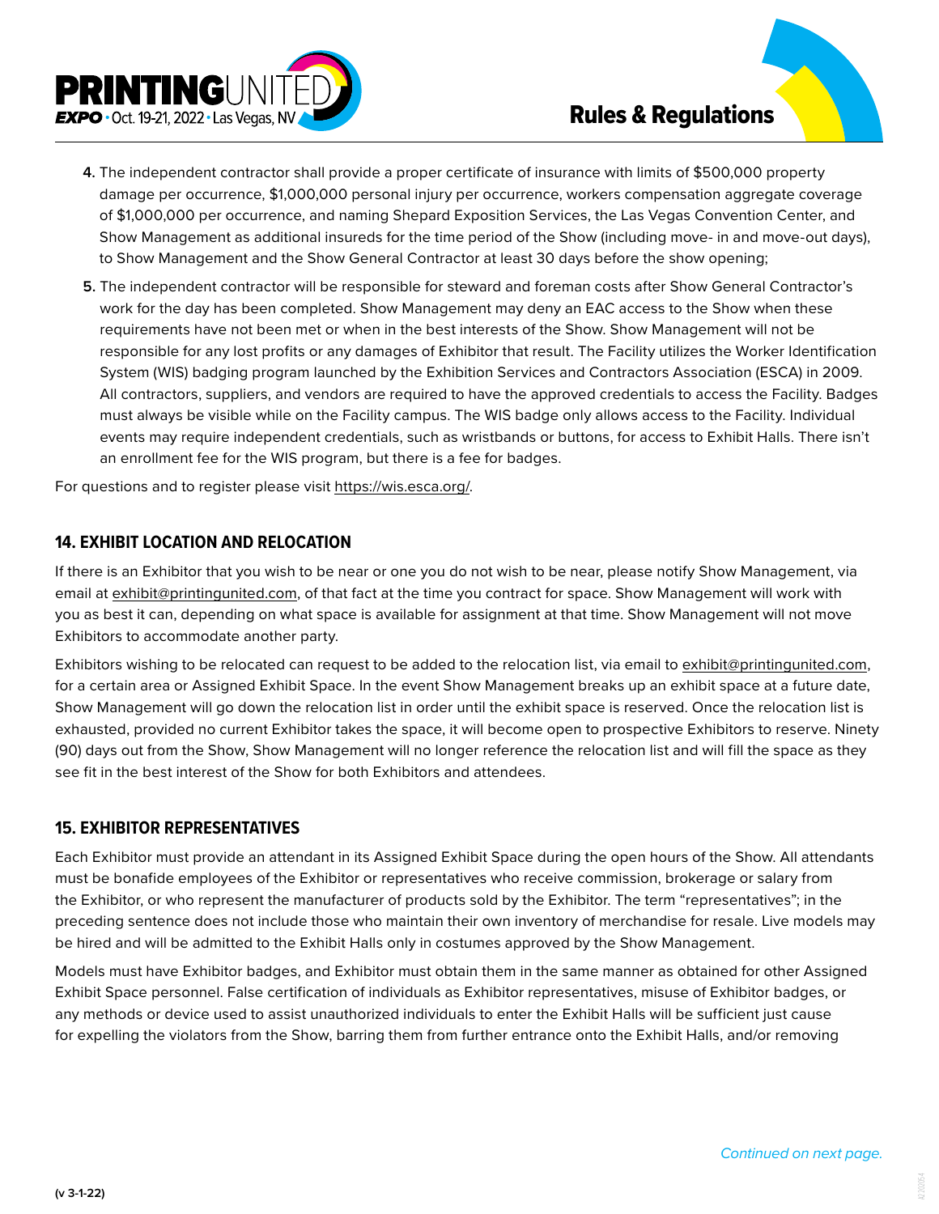4. The independent contractor shall provide a proper certificate of insurance with limits of $500,000 property damage per occurrence, $1,000,000 personal injury per occurrence, workers compensation aggregate coverage of $1,000,000 per occurrence, and naming Shepard Exposition Services, the Las Vegas Convention Center, and Show Management as additional insureds for the time period of the Show (including move- in and move-out days), to Show Management and the Show General Contractor at least 30 days before the show opening;
5. The independent contractor will be responsible for steward and foreman costs after Show General Contractor's work for the day has been completed. Show Management may deny an EAC access to the Show when these requirements have not been met or when in the best interests of the Show. Show Management will not be responsible for any lost profits or any damages of Exhibitor that result. The Facility utilizes the Worker Identification System (WIS) badging program launched by the Exhibition Services and Contractors Association (ESCA) in 2009. All contractors, suppliers, and vendors are required to have the approved credentials to access the Facility. Badges must always be visible while on the Facility campus. The WIS badge only allows access to the Facility. Individual events may require independent credentials, such as wristbands or buttons, for access to Exhibit Halls. There isn't an enrollment fee for the WIS program, but there is a fee for badges.

For questions and to register please visit https://wis.esca.org/.

## 14. EXHIBIT LOCATION AND RELOCATION

If there is an Exhibitor that you wish to be near or one you do not wish to be near, please notify Show Management, via email at exhibit@printingunited.com, of that fact at the time you contract for space. Show Management will work with you as best it can, depending on what space is available for assignment at that time. Show Management will not move Exhibitors to accommodate another party.

Exhibitors wishing to be relocated can request to be added to the relocation list, via email to exhibit@printingunited.com, for a certain area or Assigned Exhibit Space. In the event Show Management breaks up an exhibit space at a future date, Show Management will go down the relocation list in order until the exhibit space is reserved. Once the relocation list is exhausted, provided no current Exhibitor takes the space, it will become open to prospective Exhibitors to reserve. Ninety (90) days out from the Show, Show Management will no longer reference the relocation list and will fill the space as they see fit in the best interest of the Show for both Exhibitors and attendees.

## 15. EXHIBITOR REPRESENTATIVES

Each Exhibitor must provide an attendant in its Assigned Exhibit Space during the open hours of the Show. All attendants must be bonafide employees of the Exhibitor or representatives who receive commission, brokerage or salary from the Exhibitor, or who represent the manufacturer of products sold by the Exhibitor. The term "representatives"; in the preceding sentence does not include those who maintain their own inventory of merchandise for resale. Live models may be hired and will be admitted to the Exhibit Halls only in costumes approved by the Show Management.

Models must have Exhibitor badges, and Exhibitor must obtain them in the same manner as obtained for other Assigned Exhibit Space personnel. False certification of individuals as Exhibitor representatives, misuse of Exhibitor badges, or any methods or device used to assist unauthorized individuals to enter the Exhibit Halls will be sufficient just cause for expelling the violators from the Show, barring them from further entrance onto the Exhibit Halls, and/or removing

*Continued on next page.*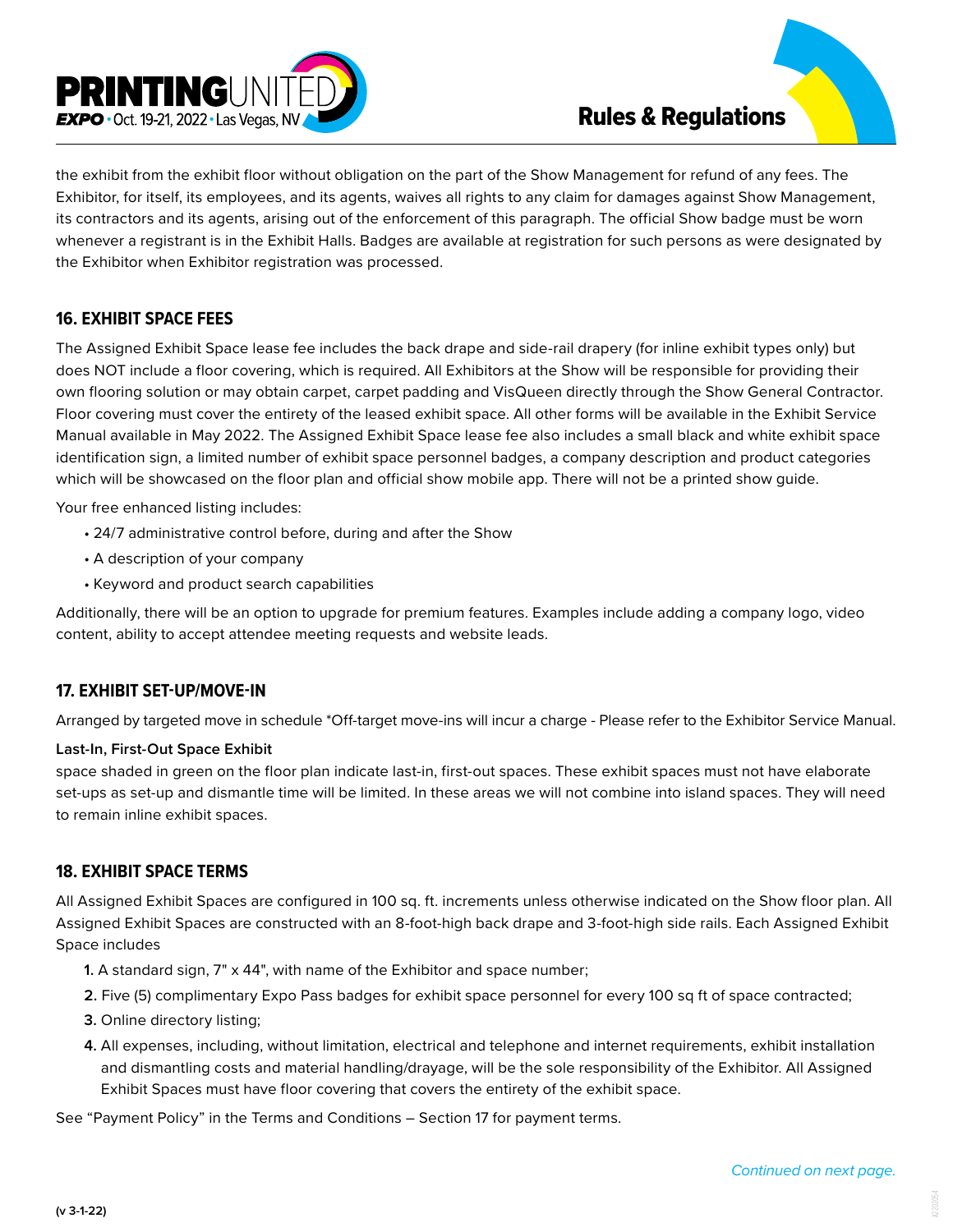the exhibit from the exhibit floor without obligation on the part of the Show Management for refund of any fees. The Exhibitor, for itself, its employees, and its agents, waives all rights to any claim for damages against Show Management, its contractors and its agents, arising out of the enforcement of this paragraph. The official Show badge must be worn whenever a registrant is in the Exhibit Halls. Badges are available at registration for such persons as were designated by the Exhibitor when Exhibitor registration was processed.

## 16. EXHIBIT SPACE FEES

The Assigned Exhibit Space lease fee includes the back drape and side-rail drapery (for inline exhibit types only) but does NOT include a floor covering, which is required. All Exhibitors at the Show will be responsible for providing their own flooring solution or may obtain carpet, carpet padding and VisQueen directly through the Show General Contractor. Floor covering must cover the entirety of the leased exhibit space. All other forms will be available in the Exhibit Service Manual available in May 2022. The Assigned Exhibit Space lease fee also includes a small black and white exhibit space identification sign, a limited number of exhibit space personnel badges, a company description and product categories which will be showcased on the floor plan and official show mobile app. There will not be a printed show guide.

Your free enhanced listing includes:

- 24/7 administrative control before, during and after the Show
- A description of your company
- Keyword and product search capabilities

Additionally, there will be an option to upgrade for premium features. Examples include adding a company logo, video content, ability to accept attendee meeting requests and website leads.

## 17. EXHIBIT SET-UP/MOVE-IN

Arranged by targeted move in schedule *Off-target move-ins will incur a charge - Please refer to the Exhibitor Service Manual.

**Last-In, First-Out Space Exhibit**

space shaded in green on the floor plan indicate last-in, first-out spaces. These exhibit spaces must not have elaborate set-ups as set-up and dismantle time will be limited. In these areas we will not combine into island spaces. They will need to remain inline exhibit spaces.

## 18. EXHIBIT SPACE TERMS

All Assigned Exhibit Spaces are configured in 100 sq. ft. increments unless otherwise indicated on the Show floor plan. All Assigned Exhibit Spaces are constructed with an 8-foot-high back drape and 3-foot-high side rails. Each Assigned Exhibit Space includes

1. A standard sign, 7" x 44", with name of the Exhibitor and space number;
2. Five (5) complimentary Expo Pass badges for exhibit space personnel for every 100 sq ft of space contracted;
3. Online directory listing;
4. All expenses, including, without limitation, electrical and telephone and internet requirements, exhibit installation and dismantling costs and material handling/drayage, will be the sole responsibility of the Exhibitor. All Assigned Exhibit Spaces must have floor covering that covers the entirety of the exhibit space.

See "Payment Policy" in the Terms and Conditions – Section 17 for payment terms.

*Continued on next page.*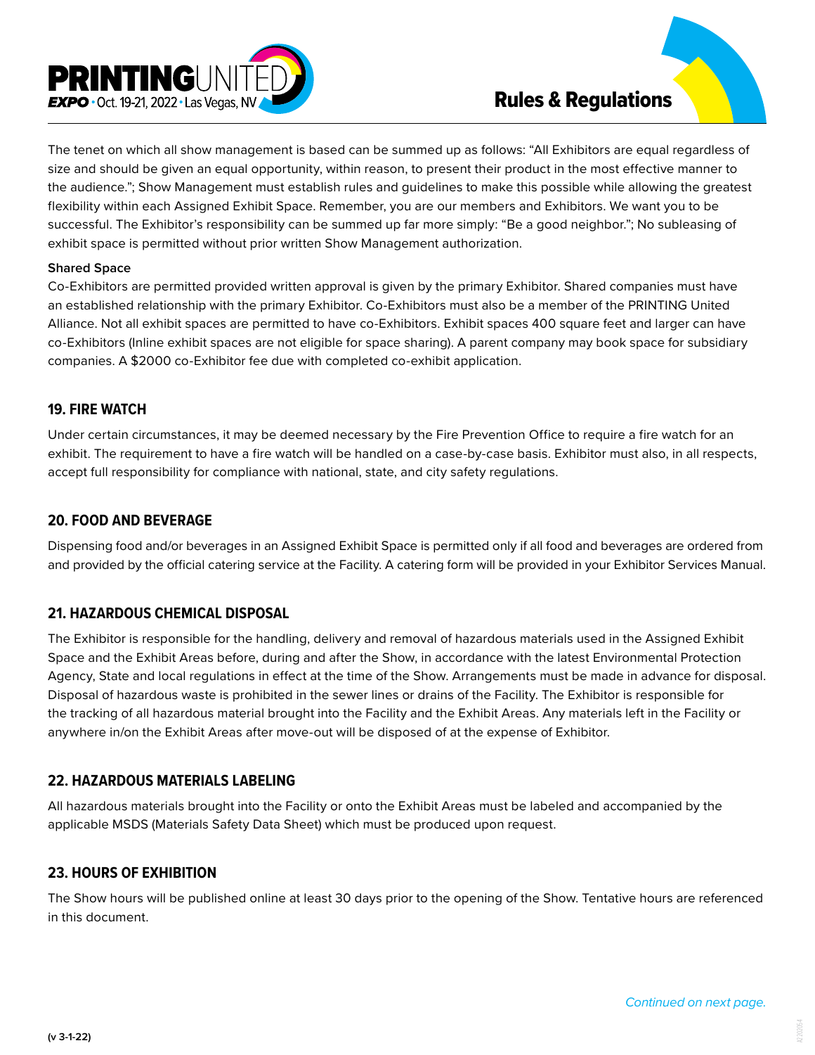The tenet on which all show management is based can be summed up as follows: "All Exhibitors are equal regardless of size and should be given an equal opportunity, within reason, to present their product in the most effective manner to the audience."; Show Management must establish rules and guidelines to make this possible while allowing the greatest flexibility within each Assigned Exhibit Space. Remember, you are our members and Exhibitors. We want you to be successful. The Exhibitor's responsibility can be summed up far more simply: "Be a good neighbor."; No subleasing of exhibit space is permitted without prior written Show Management authorization.

**Shared Space**

Co-Exhibitors are permitted provided written approval is given by the primary Exhibitor. Shared companies must have an established relationship with the primary Exhibitor. Co-Exhibitors must also be a member of the PRINTING United Alliance. Not all exhibit spaces are permitted to have co-Exhibitors. Exhibit spaces 400 square feet and larger can have co-Exhibitors (Inline exhibit spaces are not eligible for space sharing). A parent company may book space for subsidiary companies. A $2000 co-Exhibitor fee due with completed co-exhibit application.

## 19. FIRE WATCH

Under certain circumstances, it may be deemed necessary by the Fire Prevention Office to require a fire watch for an exhibit. The requirement to have a fire watch will be handled on a case-by-case basis. Exhibitor must also, in all respects, accept full responsibility for compliance with national, state, and city safety regulations.

## 20. FOOD AND BEVERAGE

Dispensing food and/or beverages in an Assigned Exhibit Space is permitted only if all food and beverages are ordered from and provided by the official catering service at the Facility. A catering form will be provided in your Exhibitor Services Manual.

## 21. HAZARDOUS CHEMICAL DISPOSAL

The Exhibitor is responsible for the handling, delivery and removal of hazardous materials used in the Assigned Exhibit Space and the Exhibit Areas before, during and after the Show, in accordance with the latest Environmental Protection Agency, State and local regulations in effect at the time of the Show. Arrangements must be made in advance for disposal. Disposal of hazardous waste is prohibited in the sewer lines or drains of the Facility. The Exhibitor is responsible for the tracking of all hazardous material brought into the Facility and the Exhibit Areas. Any materials left in the Facility or anywhere in/on the Exhibit Areas after move-out will be disposed of at the expense of Exhibitor.

## 22. HAZARDOUS MATERIALS LABELING

All hazardous materials brought into the Facility or onto the Exhibit Areas must be labeled and accompanied by the applicable MSDS (Materials Safety Data Sheet) which must be produced upon request.

## 23. HOURS OF EXHIBITION

The Show hours will be published online at least 30 days prior to the opening of the Show. Tentative hours are referenced in this document.

*Continued on next page.*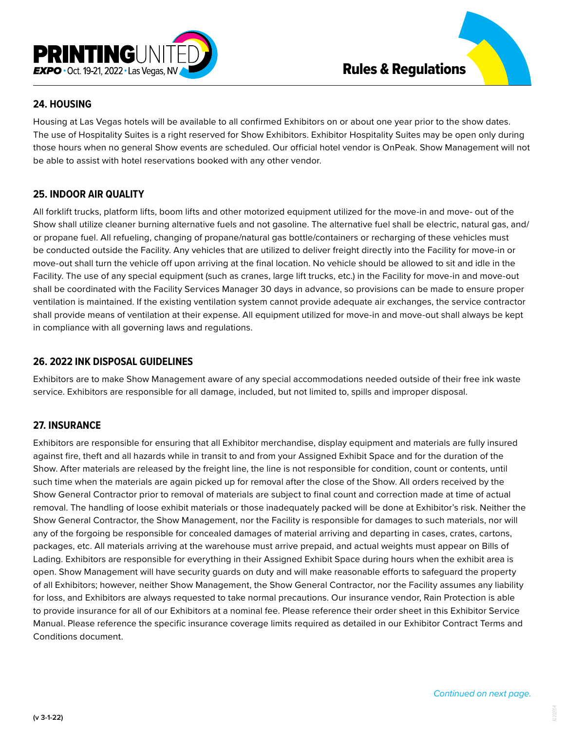## 24. HOUSING

Housing at Las Vegas hotels will be available to all confirmed Exhibitors on or about one year prior to the show dates. The use of Hospitality Suites is a right reserved for Show Exhibitors. Exhibitor Hospitality Suites may be open only during those hours when no general Show events are scheduled. Our official hotel vendor is OnPeak. Show Management will not be able to assist with hotel reservations booked with any other vendor.

## 25. INDOOR AIR QUALITY

All forklift trucks, platform lifts, boom lifts and other motorized equipment utilized for the move-in and move- out of the Show shall utilize cleaner burning alternative fuels and not gasoline. The alternative fuel shall be electric, natural gas, and/or propane fuel. All refueling, changing of propane/natural gas bottle/containers or recharging of these vehicles must be conducted outside the Facility. Any vehicles that are utilized to deliver freight directly into the Facility for move-in or move-out shall turn the vehicle off upon arriving at the final location. No vehicle should be allowed to sit and idle in the Facility. The use of any special equipment (such as cranes, large lift trucks, etc.) in the Facility for move-in and move-out shall be coordinated with the Facility Services Manager 30 days in advance, so provisions can be made to ensure proper ventilation is maintained. If the existing ventilation system cannot provide adequate air exchanges, the service contractor shall provide means of ventilation at their expense. All equipment utilized for move-in and move-out shall always be kept in compliance with all governing laws and regulations.

## 26. 2022 INK DISPOSAL GUIDELINES

Exhibitors are to make Show Management aware of any special accommodations needed outside of their free ink waste service. Exhibitors are responsible for all damage, included, but not limited to, spills and improper disposal.

## 27. INSURANCE

Exhibitors are responsible for ensuring that all Exhibitor merchandise, display equipment and materials are fully insured against fire, theft and all hazards while in transit to and from your Assigned Exhibit Space and for the duration of the Show. After materials are released by the freight line, the line is not responsible for condition, count or contents, until such time when the materials are again picked up for removal after the close of the Show. All orders received by the Show General Contractor prior to removal of materials are subject to final count and correction made at time of actual removal. The handling of loose exhibit materials or those inadequately packed will be done at Exhibitor's risk. Neither the Show General Contractor, the Show Management, nor the Facility is responsible for damages to such materials, nor will any of the forgoing be responsible for concealed damages of material arriving and departing in cases, crates, cartons, packages, etc. All materials arriving at the warehouse must arrive prepaid, and actual weights must appear on Bills of Lading. Exhibitors are responsible for everything in their Assigned Exhibit Space during hours when the exhibit area is open. Show Management will have security guards on duty and will make reasonable efforts to safeguard the property of all Exhibitors; however, neither Show Management, the Show General Contractor, nor the Facility assumes any liability for loss, and Exhibitors are always requested to take normal precautions. Our insurance vendor, Rain Protection is able to provide insurance for all of our Exhibitors at a nominal fee. Please reference their order sheet in this Exhibitor Service Manual. Please reference the specific insurance coverage limits required as detailed in our Exhibitor Contract Terms and Conditions document.

*Continued on next page.*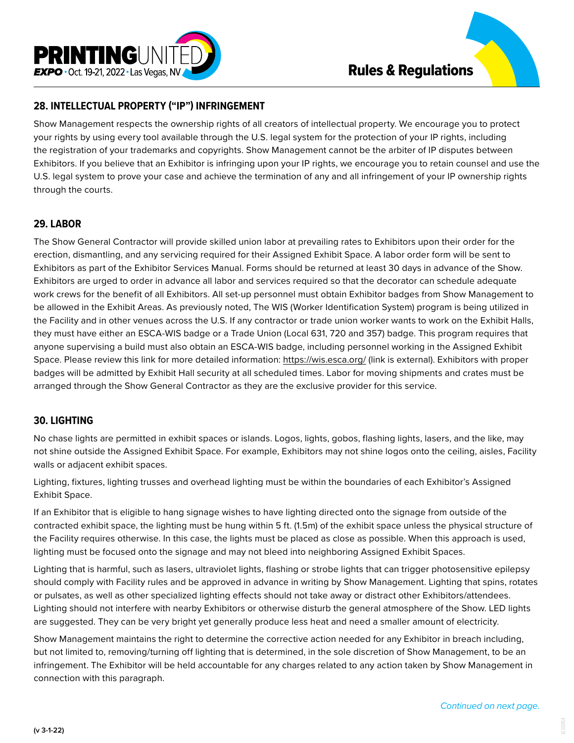## 28. INTELLECTUAL PROPERTY ("IP") INFRINGEMENT

Show Management respects the ownership rights of all creators of intellectual property. We encourage you to protect your rights by using every tool available through the U.S. legal system for the protection of your IP rights, including the registration of your trademarks and copyrights. Show Management cannot be the arbiter of IP disputes between Exhibitors. If you believe that an Exhibitor is infringing upon your IP rights, we encourage you to retain counsel and use the U.S. legal system to prove your case and achieve the termination of any and all infringement of your IP ownership rights through the courts.

## 29. LABOR

The Show General Contractor will provide skilled union labor at prevailing rates to Exhibitors upon their order for the erection, dismantling, and any servicing required for their Assigned Exhibit Space. A labor order form will be sent to Exhibitors as part of the Exhibitor Services Manual. Forms should be returned at least 30 days in advance of the Show. Exhibitors are urged to order in advance all labor and services required so that the decorator can schedule adequate work crews for the benefit of all Exhibitors. All set-up personnel must obtain Exhibitor badges from Show Management to be allowed in the Exhibit Areas. As previously noted, The WIS (Worker Identification System) program is being utilized in the Facility and in other venues across the U.S. If any contractor or trade union worker wants to work on the Exhibit Halls, they must have either an ESCA-WIS badge or a Trade Union (Local 631, 720 and 357) badge. This program requires that anyone supervising a build must also obtain an ESCA-WIS badge, including personnel working in the Assigned Exhibit Space. Please review this link for more detailed information: https://wis.esca.org/ (link is external). Exhibitors with proper badges will be admitted by Exhibit Hall security at all scheduled times. Labor for moving shipments and crates must be arranged through the Show General Contractor as they are the exclusive provider for this service.

## 30. LIGHTING

No chase lights are permitted in exhibit spaces or islands. Logos, lights, gobos, flashing lights, lasers, and the like, may not shine outside the Assigned Exhibit Space. For example, Exhibitors may not shine logos onto the ceiling, aisles, Facility walls or adjacent exhibit spaces.

Lighting, fixtures, lighting trusses and overhead lighting must be within the boundaries of each Exhibitor's Assigned Exhibit Space.

If an Exhibitor that is eligible to hang signage wishes to have lighting directed onto the signage from outside of the contracted exhibit space, the lighting must be hung within 5 ft. (1.5m) of the exhibit space unless the physical structure of the Facility requires otherwise. In this case, the lights must be placed as close as possible. When this approach is used, lighting must be focused onto the signage and may not bleed into neighboring Assigned Exhibit Spaces.

Lighting that is harmful, such as lasers, ultraviolet lights, flashing or strobe lights that can trigger photosensitive epilepsy should comply with Facility rules and be approved in advance in writing by Show Management. Lighting that spins, rotates or pulsates, as well as other specialized lighting effects should not take away or distract other Exhibitors/attendees. Lighting should not interfere with nearby Exhibitors or otherwise disturb the general atmosphere of the Show. LED lights are suggested. They can be very bright yet generally produce less heat and need a smaller amount of electricity.

Show Management maintains the right to determine the corrective action needed for any Exhibitor in breach including, but not limited to, removing/turning off lighting that is determined, in the sole discretion of Show Management, to be an infringement. The Exhibitor will be held accountable for any charges related to any action taken by Show Management in connection with this paragraph.

*Continued on next page.*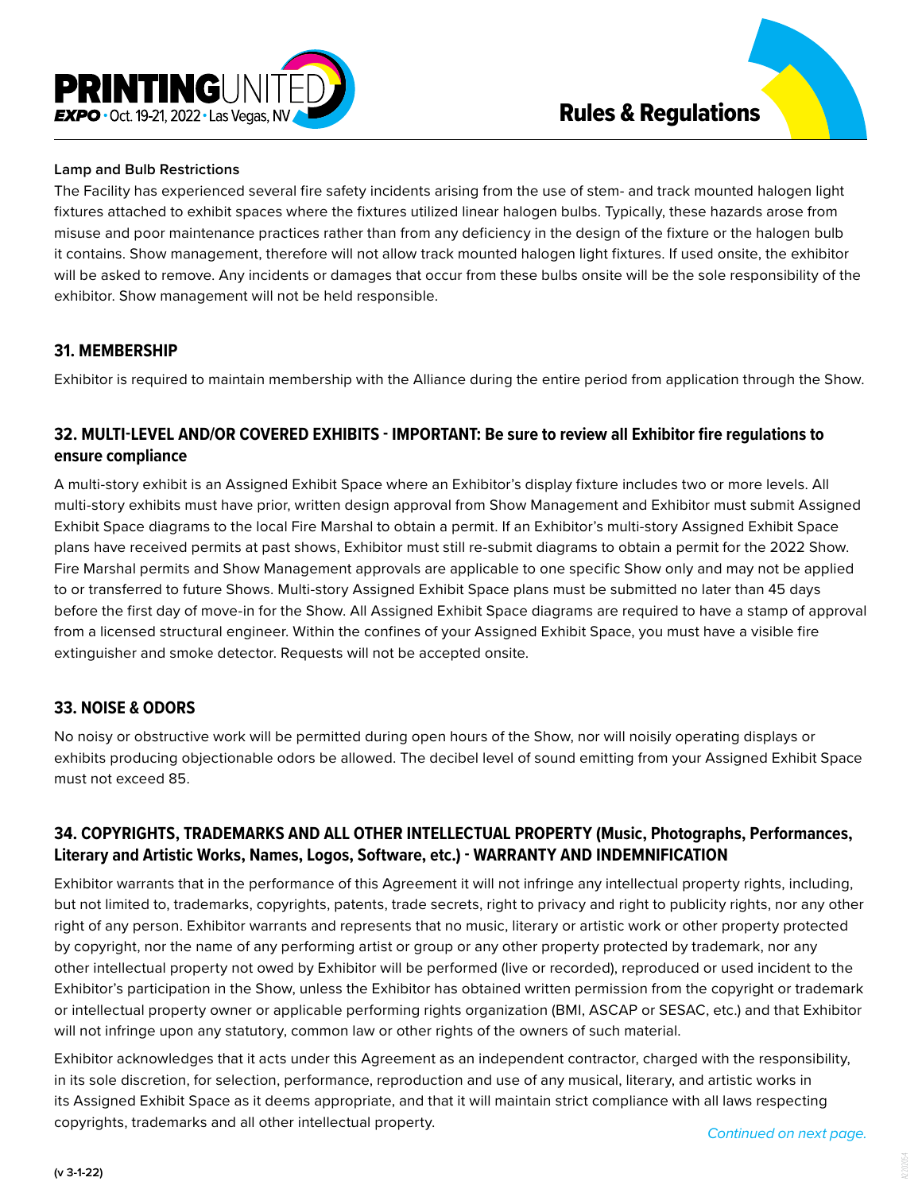**Lamp and Bulb Restrictions**

The Facility has experienced several fire safety incidents arising from the use of stem- and track mounted halogen light fixtures attached to exhibit spaces where the fixtures utilized linear halogen bulbs. Typically, these hazards arose from misuse and poor maintenance practices rather than from any deficiency in the design of the fixture or the halogen bulb it contains. Show management, therefore will not allow track mounted halogen light fixtures. If used onsite, the exhibitor will be asked to remove. Any incidents or damages that occur from these bulbs onsite will be the sole responsibility of the exhibitor. Show management will not be held responsible.

## 31. MEMBERSHIP

Exhibitor is required to maintain membership with the Alliance during the entire period from application through the Show.

## 32. MULTI-LEVEL AND/OR COVERED EXHIBITS - IMPORTANT: Be sure to review all Exhibitor fire regulations to ensure compliance

A multi-story exhibit is an Assigned Exhibit Space where an Exhibitor's display fixture includes two or more levels. All multi-story exhibits must have prior, written design approval from Show Management and Exhibitor must submit Assigned Exhibit Space diagrams to the local Fire Marshal to obtain a permit. If an Exhibitor's multi-story Assigned Exhibit Space plans have received permits at past shows, Exhibitor must still re-submit diagrams to obtain a permit for the 2022 Show. Fire Marshal permits and Show Management approvals are applicable to one specific Show only and may not be applied to or transferred to future Shows. Multi-story Assigned Exhibit Space plans must be submitted no later than 45 days before the first day of move-in for the Show. All Assigned Exhibit Space diagrams are required to have a stamp of approval from a licensed structural engineer. Within the confines of your Assigned Exhibit Space, you must have a visible fire extinguisher and smoke detector. Requests will not be accepted onsite.

## 33. NOISE & ODORS

No noisy or obstructive work will be permitted during open hours of the Show, nor will noisily operating displays or exhibits producing objectionable odors be allowed. The decibel level of sound emitting from your Assigned Exhibit Space must not exceed 85.

## 34. COPYRIGHTS, TRADEMARKS AND ALL OTHER INTELLECTUAL PROPERTY (Music, Photographs, Performances, Literary and Artistic Works, Names, Logos, Software, etc.) - WARRANTY AND INDEMNIFICATION

Exhibitor warrants that in the performance of this Agreement it will not infringe any intellectual property rights, including, but not limited to, trademarks, copyrights, patents, trade secrets, right to privacy and right to publicity rights, nor any other right of any person. Exhibitor warrants and represents that no music, literary or artistic work or other property protected by copyright, nor the name of any performing artist or group or any other property protected by trademark, nor any other intellectual property not owed by Exhibitor will be performed (live or recorded), reproduced or used incident to the Exhibitor's participation in the Show, unless the Exhibitor has obtained written permission from the copyright or trademark or intellectual property owner or applicable performing rights organization (BMI, ASCAP or SESAC, etc.) and that Exhibitor will not infringe upon any statutory, common law or other rights of the owners of such material.

Exhibitor acknowledges that it acts under this Agreement as an independent contractor, charged with the responsibility, in its sole discretion, for selection, performance, reproduction and use of any musical, literary, and artistic works in its Assigned Exhibit Space as it deems appropriate, and that it will maintain strict compliance with all laws respecting copyrights, trademarks and all other intellectual property.

*Continued on next page.*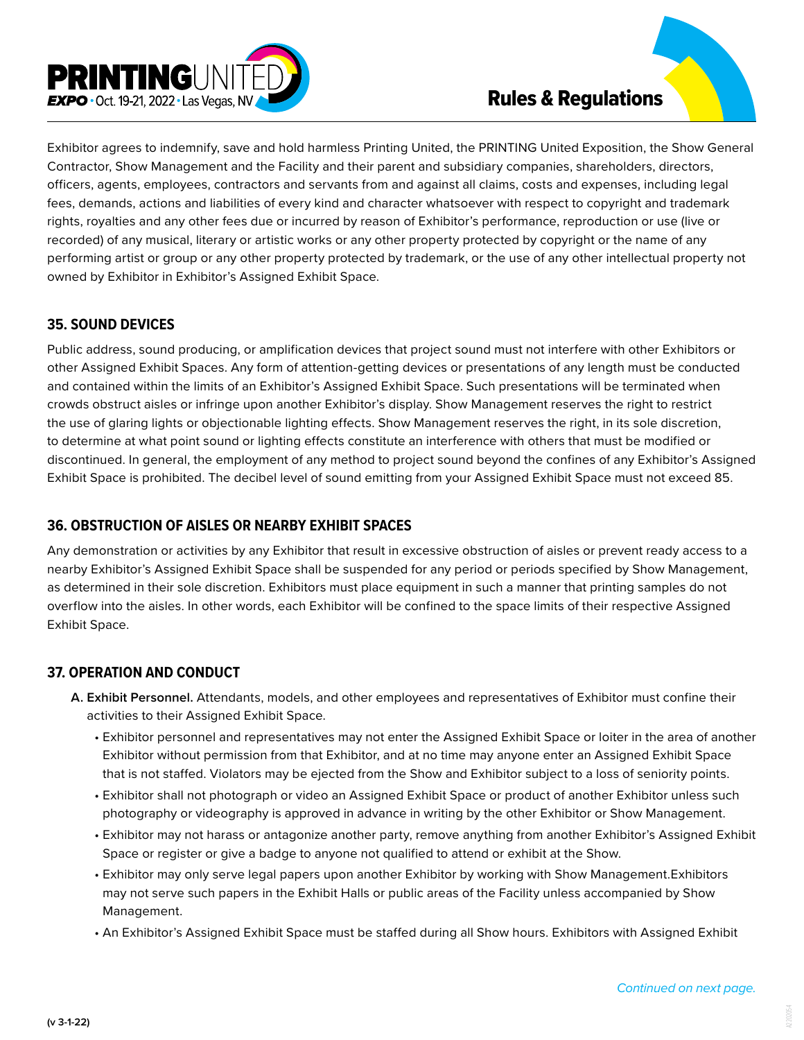Exhibitor agrees to indemnify, save and hold harmless Printing United, the PRINTING United Exposition, the Show General Contractor, Show Management and the Facility and their parent and subsidiary companies, shareholders, directors, officers, agents, employees, contractors and servants from and against all claims, costs and expenses, including legal fees, demands, actions and liabilities of every kind and character whatsoever with respect to copyright and trademark rights, royalties and any other fees due or incurred by reason of Exhibitor's performance, reproduction or use (live or recorded) of any musical, literary or artistic works or any other property protected by copyright or the name of any performing artist or group or any other property protected by trademark, or the use of any other intellectual property not owned by Exhibitor in Exhibitor's Assigned Exhibit Space.

## 35. SOUND DEVICES

Public address, sound producing, or amplification devices that project sound must not interfere with other Exhibitors or other Assigned Exhibit Spaces. Any form of attention-getting devices or presentations of any length must be conducted and contained within the limits of an Exhibitor's Assigned Exhibit Space. Such presentations will be terminated when crowds obstruct aisles or infringe upon another Exhibitor's display. Show Management reserves the right to restrict the use of glaring lights or objectionable lighting effects. Show Management reserves the right, in its sole discretion, to determine at what point sound or lighting effects constitute an interference with others that must be modified or discontinued. In general, the employment of any method to project sound beyond the confines of any Exhibitor's Assigned Exhibit Space is prohibited. The decibel level of sound emitting from your Assigned Exhibit Space must not exceed 85.

## 36. OBSTRUCTION OF AISLES OR NEARBY EXHIBIT SPACES

Any demonstration or activities by any Exhibitor that result in excessive obstruction of aisles or prevent ready access to a nearby Exhibitor's Assigned Exhibit Space shall be suspended for any period or periods specified by Show Management, as determined in their sole discretion. Exhibitors must place equipment in such a manner that printing samples do not overflow into the aisles. In other words, each Exhibitor will be confined to the space limits of their respective Assigned Exhibit Space.

## 37. OPERATION AND CONDUCT

**A. Exhibit Personnel.** Attendants, models, and other employees and representatives of Exhibitor must confine their activities to their Assigned Exhibit Space.

- Exhibitor personnel and representatives may not enter the Assigned Exhibit Space or loiter in the area of another Exhibitor without permission from that Exhibitor, and at no time may anyone enter an Assigned Exhibit Space that is not staffed. Violators may be ejected from the Show and Exhibitor subject to a loss of seniority points.
- Exhibitor shall not photograph or video an Assigned Exhibit Space or product of another Exhibitor unless such photography or videography is approved in advance in writing by the other Exhibitor or Show Management.
- Exhibitor may not harass or antagonize another party, remove anything from another Exhibitor's Assigned Exhibit Space or register or give a badge to anyone not qualified to attend or exhibit at the Show.
- Exhibitor may only serve legal papers upon another Exhibitor by working with Show Management.Exhibitors may not serve such papers in the Exhibit Halls or public areas of the Facility unless accompanied by Show Management.
- An Exhibitor's Assigned Exhibit Space must be staffed during all Show hours. Exhibitors with Assigned Exhibit

*Continued on next page.*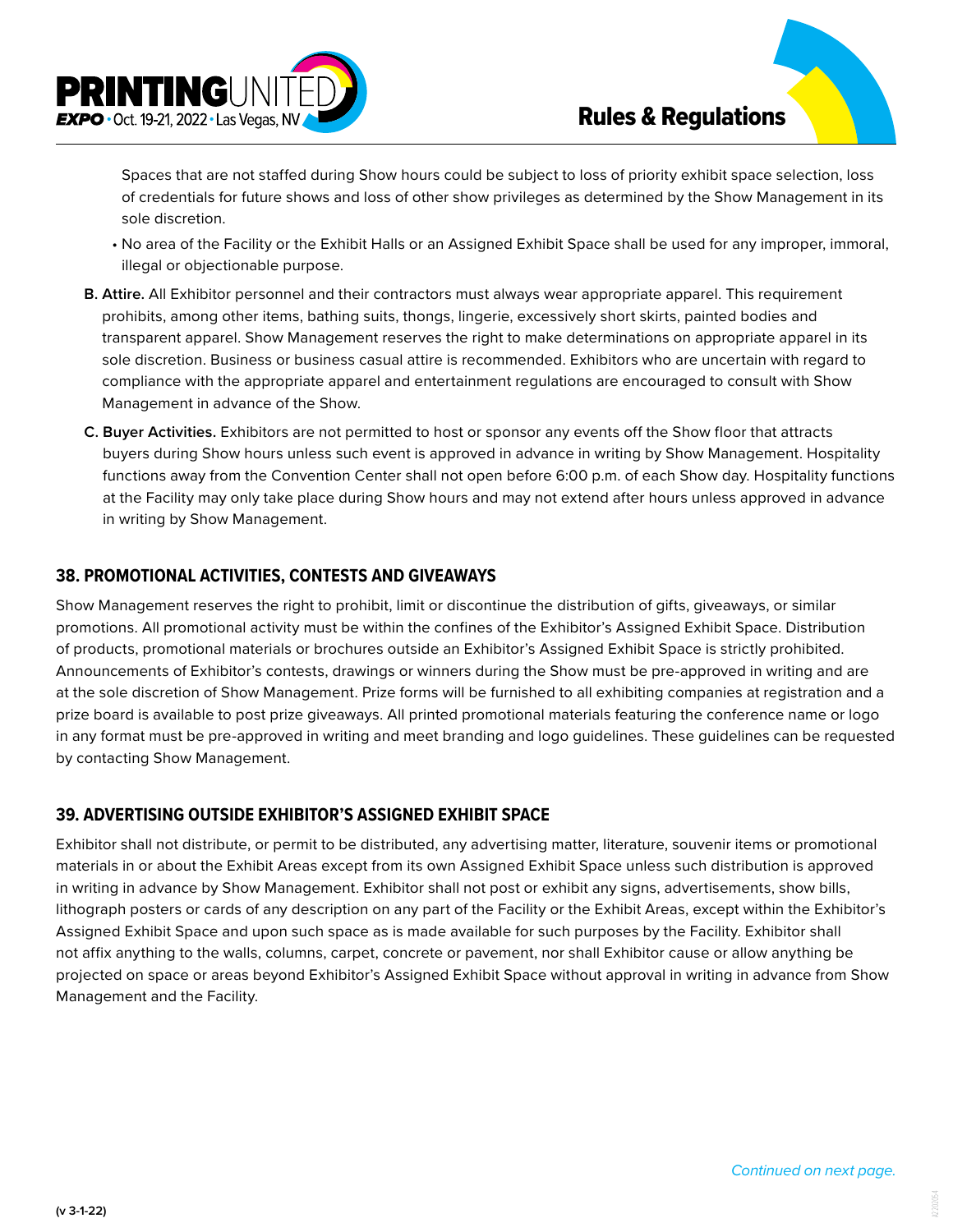Spaces that are not staffed during Show hours could be subject to loss of priority exhibit space selection, loss of credentials for future shows and loss of other show privileges as determined by the Show Management in its sole discretion.

- No area of the Facility or the Exhibit Halls or an Assigned Exhibit Space shall be used for any improper, immoral, illegal or objectionable purpose.

**B. Attire.** All Exhibitor personnel and their contractors must always wear appropriate apparel. This requirement prohibits, among other items, bathing suits, thongs, lingerie, excessively short skirts, painted bodies and transparent apparel. Show Management reserves the right to make determinations on appropriate apparel in its sole discretion. Business or business casual attire is recommended. Exhibitors who are uncertain with regard to compliance with the appropriate apparel and entertainment regulations are encouraged to consult with Show Management in advance of the Show.

**C. Buyer Activities.** Exhibitors are not permitted to host or sponsor any events off the Show floor that attracts buyers during Show hours unless such event is approved in advance in writing by Show Management. Hospitality functions away from the Convention Center shall not open before 6:00 p.m. of each Show day. Hospitality functions at the Facility may only take place during Show hours and may not extend after hours unless approved in advance in writing by Show Management.

## 38. PROMOTIONAL ACTIVITIES, CONTESTS AND GIVEAWAYS

Show Management reserves the right to prohibit, limit or discontinue the distribution of gifts, giveaways, or similar promotions. All promotional activity must be within the confines of the Exhibitor's Assigned Exhibit Space. Distribution of products, promotional materials or brochures outside an Exhibitor's Assigned Exhibit Space is strictly prohibited. Announcements of Exhibitor's contests, drawings or winners during the Show must be pre-approved in writing and are at the sole discretion of Show Management. Prize forms will be furnished to all exhibiting companies at registration and a prize board is available to post prize giveaways. All printed promotional materials featuring the conference name or logo in any format must be pre-approved in writing and meet branding and logo guidelines. These guidelines can be requested by contacting Show Management.

## 39. ADVERTISING OUTSIDE EXHIBITOR'S ASSIGNED EXHIBIT SPACE

Exhibitor shall not distribute, or permit to be distributed, any advertising matter, literature, souvenir items or promotional materials in or about the Exhibit Areas except from its own Assigned Exhibit Space unless such distribution is approved in writing in advance by Show Management. Exhibitor shall not post or exhibit any signs, advertisements, show bills, lithograph posters or cards of any description on any part of the Facility or the Exhibit Areas, except within the Exhibitor's Assigned Exhibit Space and upon such space as is made available for such purposes by the Facility. Exhibitor shall not affix anything to the walls, columns, carpet, concrete or pavement, nor shall Exhibitor cause or allow anything be projected on space or areas beyond Exhibitor's Assigned Exhibit Space without approval in writing in advance from Show Management and the Facility.

*Continued on next page.*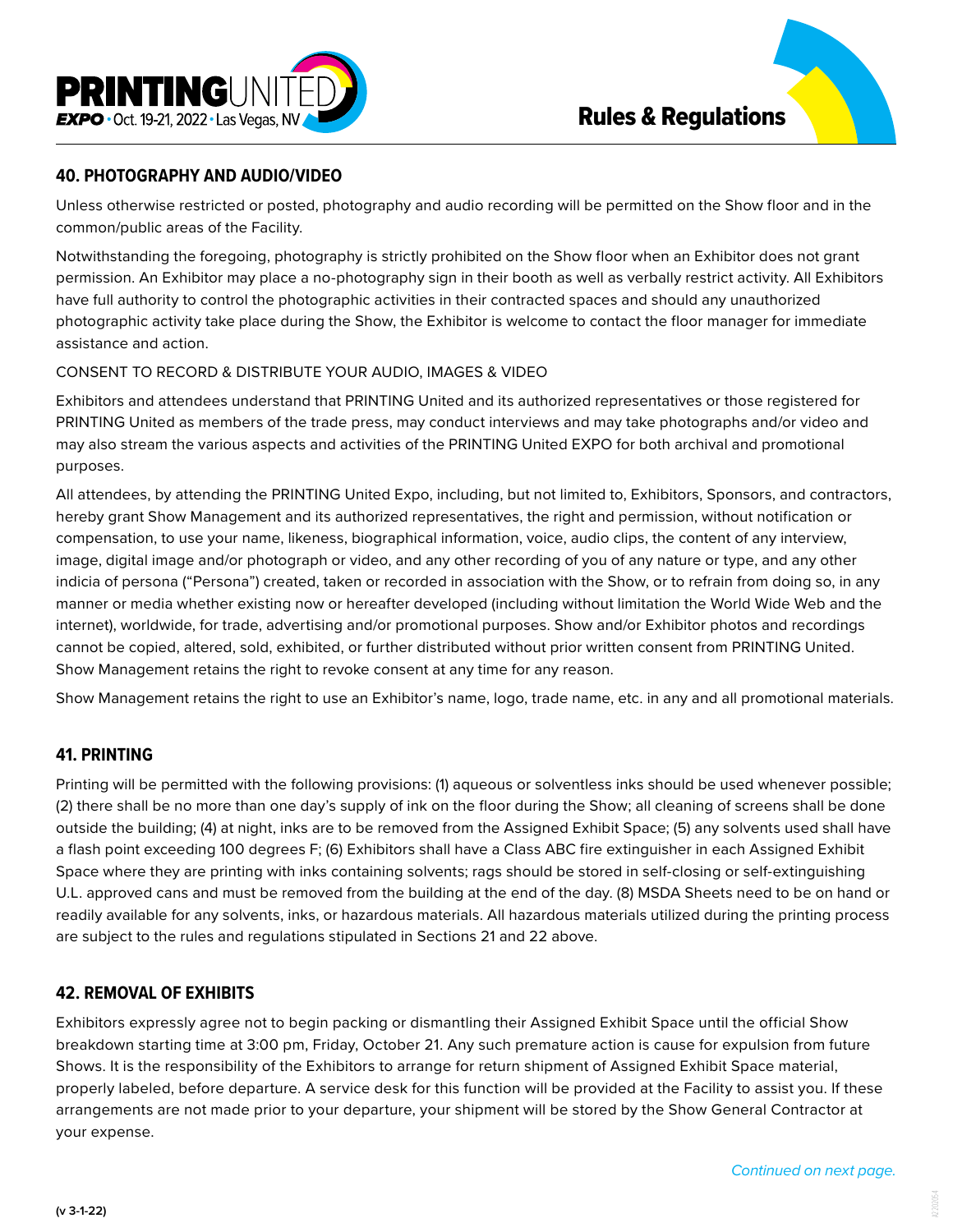## 40. PHOTOGRAPHY AND AUDIO/VIDEO

Unless otherwise restricted or posted, photography and audio recording will be permitted on the Show floor and in the common/public areas of the Facility.

Notwithstanding the foregoing, photography is strictly prohibited on the Show floor when an Exhibitor does not grant permission. An Exhibitor may place a no-photography sign in their booth as well as verbally restrict activity. All Exhibitors have full authority to control the photographic activities in their contracted spaces and should any unauthorized photographic activity take place during the Show, the Exhibitor is welcome to contact the floor manager for immediate assistance and action.

CONSENT TO RECORD & DISTRIBUTE YOUR AUDIO, IMAGES & VIDEO

Exhibitors and attendees understand that PRINTING United and its authorized representatives or those registered for PRINTING United as members of the trade press, may conduct interviews and may take photographs and/or video and may also stream the various aspects and activities of the PRINTING United EXPO for both archival and promotional purposes.

All attendees, by attending the PRINTING United Expo, including, but not limited to, Exhibitors, Sponsors, and contractors, hereby grant Show Management and its authorized representatives, the right and permission, without notification or compensation, to use your name, likeness, biographical information, voice, audio clips, the content of any interview, image, digital image and/or photograph or video, and any other recording of you of any nature or type, and any other indicia of persona ("Persona") created, taken or recorded in association with the Show, or to refrain from doing so, in any manner or media whether existing now or hereafter developed (including without limitation the World Wide Web and the internet), worldwide, for trade, advertising and/or promotional purposes. Show and/or Exhibitor photos and recordings cannot be copied, altered, sold, exhibited, or further distributed without prior written consent from PRINTING United. Show Management retains the right to revoke consent at any time for any reason.

Show Management retains the right to use an Exhibitor's name, logo, trade name, etc. in any and all promotional materials.

## 41. PRINTING

Printing will be permitted with the following provisions: (1) aqueous or solventless inks should be used whenever possible; (2) there shall be no more than one day's supply of ink on the floor during the Show; all cleaning of screens shall be done outside the building; (4) at night, inks are to be removed from the Assigned Exhibit Space; (5) any solvents used shall have a flash point exceeding 100 degrees F; (6) Exhibitors shall have a Class ABC fire extinguisher in each Assigned Exhibit Space where they are printing with inks containing solvents; rags should be stored in self-closing or self-extinguishing U.L. approved cans and must be removed from the building at the end of the day. (8) MSDA Sheets need to be on hand or readily available for any solvents, inks, or hazardous materials. All hazardous materials utilized during the printing process are subject to the rules and regulations stipulated in Sections 21 and 22 above.

## 42. REMOVAL OF EXHIBITS

Exhibitors expressly agree not to begin packing or dismantling their Assigned Exhibit Space until the official Show breakdown starting time at 3:00 pm, Friday, October 21. Any such premature action is cause for expulsion from future Shows. It is the responsibility of the Exhibitors to arrange for return shipment of Assigned Exhibit Space material, properly labeled, before departure. A service desk for this function will be provided at the Facility to assist you. If these arrangements are not made prior to your departure, your shipment will be stored by the Show General Contractor at your expense.

*Continued on next page.*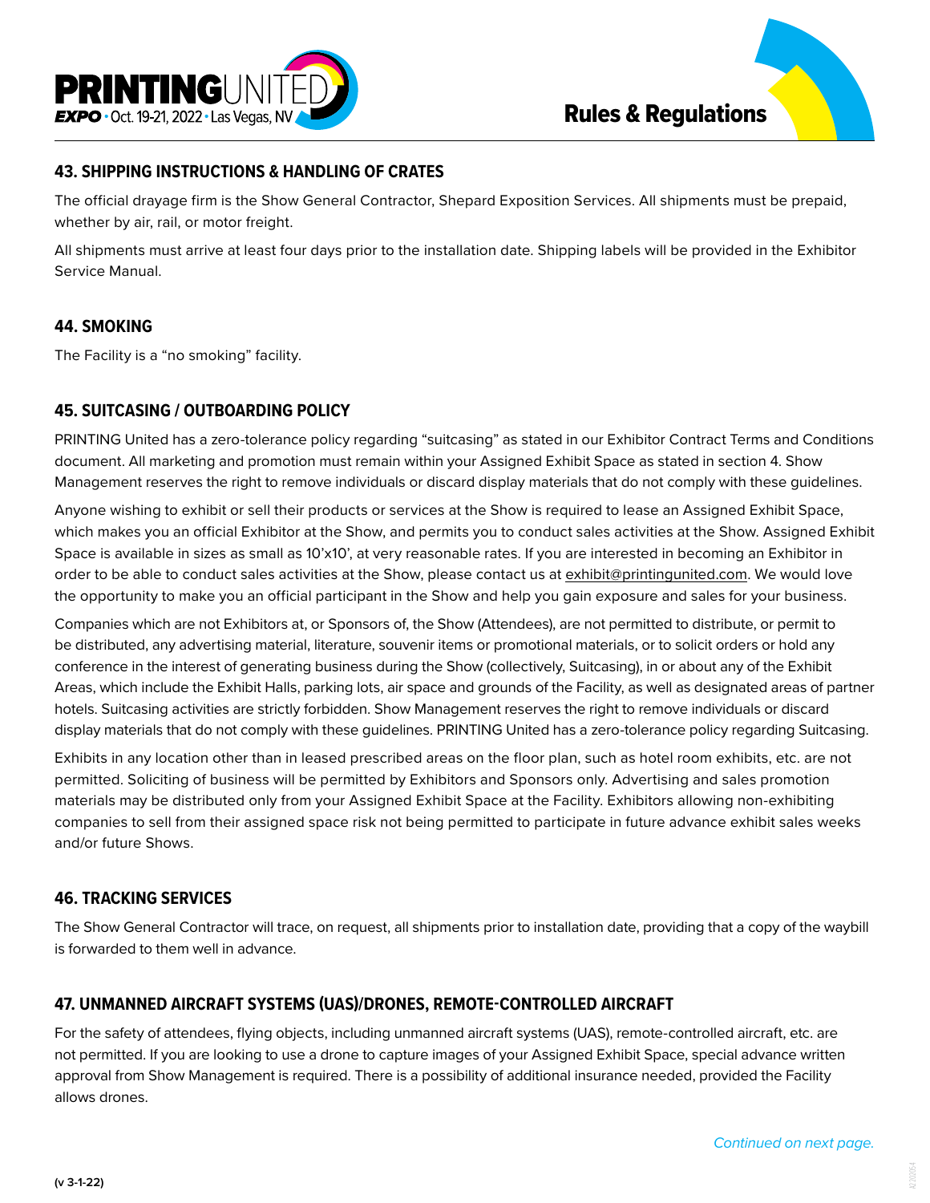## 43. SHIPPING INSTRUCTIONS & HANDLING OF CRATES

The official drayage firm is the Show General Contractor, Shepard Exposition Services. All shipments must be prepaid, whether by air, rail, or motor freight.

All shipments must arrive at least four days prior to the installation date. Shipping labels will be provided in the Exhibitor Service Manual.

## 44. SMOKING

The Facility is a "no smoking" facility.

## 45. SUITCASING / OUTBOARDING POLICY

PRINTING United has a zero-tolerance policy regarding "suitcasing" as stated in our Exhibitor Contract Terms and Conditions document. All marketing and promotion must remain within your Assigned Exhibit Space as stated in section 4. Show Management reserves the right to remove individuals or discard display materials that do not comply with these guidelines.

Anyone wishing to exhibit or sell their products or services at the Show is required to lease an Assigned Exhibit Space, which makes you an official Exhibitor at the Show, and permits you to conduct sales activities at the Show. Assigned Exhibit Space is available in sizes as small as 10'x10', at very reasonable rates. If you are interested in becoming an Exhibitor in order to be able to conduct sales activities at the Show, please contact us at exhibit@printingunited.com. We would love the opportunity to make you an official participant in the Show and help you gain exposure and sales for your business.

Companies which are not Exhibitors at, or Sponsors of, the Show (Attendees), are not permitted to distribute, or permit to be distributed, any advertising material, literature, souvenir items or promotional materials, or to solicit orders or hold any conference in the interest of generating business during the Show (collectively, Suitcasing), in or about any of the Exhibit Areas, which include the Exhibit Halls, parking lots, air space and grounds of the Facility, as well as designated areas of partner hotels. Suitcasing activities are strictly forbidden. Show Management reserves the right to remove individuals or discard display materials that do not comply with these guidelines. PRINTING United has a zero-tolerance policy regarding Suitcasing.

Exhibits in any location other than in leased prescribed areas on the floor plan, such as hotel room exhibits, etc. are not permitted. Soliciting of business will be permitted by Exhibitors and Sponsors only. Advertising and sales promotion materials may be distributed only from your Assigned Exhibit Space at the Facility. Exhibitors allowing non-exhibiting companies to sell from their assigned space risk not being permitted to participate in future advance exhibit sales weeks and/or future Shows.

## 46. TRACKING SERVICES

The Show General Contractor will trace, on request, all shipments prior to installation date, providing that a copy of the waybill is forwarded to them well in advance.

## 47. UNMANNED AIRCRAFT SYSTEMS (UAS)/DRONES, REMOTE-CONTROLLED AIRCRAFT

For the safety of attendees, flying objects, including unmanned aircraft systems (UAS), remote-controlled aircraft, etc. are not permitted. If you are looking to use a drone to capture images of your Assigned Exhibit Space, special advance written approval from Show Management is required. There is a possibility of additional insurance needed, provided the Facility allows drones.

*Continued on next page.*

(v 3-1-22)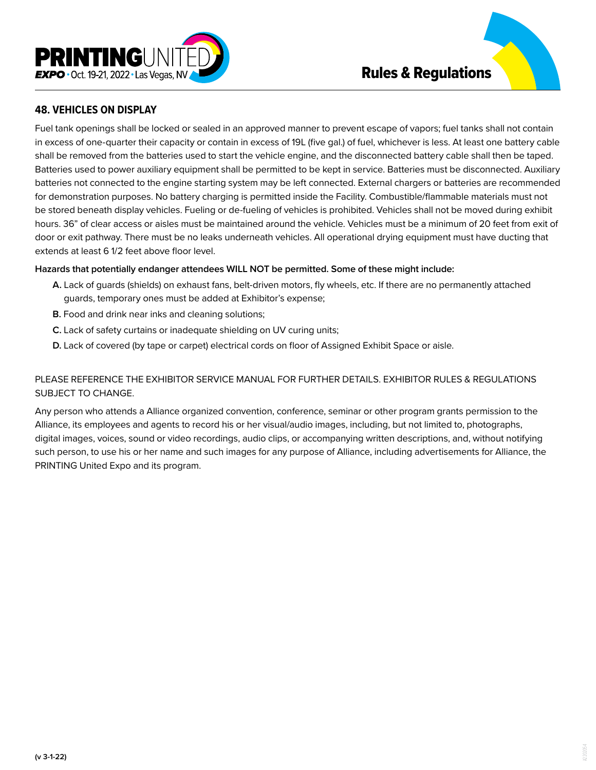## 48. VEHICLES ON DISPLAY

Fuel tank openings shall be locked or sealed in an approved manner to prevent escape of vapors; fuel tanks shall not contain in excess of one-quarter their capacity or contain in excess of 19L (five gal.) of fuel, whichever is less. At least one battery cable shall be removed from the batteries used to start the vehicle engine, and the disconnected battery cable shall then be taped. Batteries used to power auxiliary equipment shall be permitted to be kept in service. Batteries must be disconnected. Auxiliary batteries not connected to the engine starting system may be left connected. External chargers or batteries are recommended for demonstration purposes. No battery charging is permitted inside the Facility. Combustible/flammable materials must not be stored beneath display vehicles. Fueling or de-fueling of vehicles is prohibited. Vehicles shall not be moved during exhibit hours. 36" of clear access or aisles must be maintained around the vehicle. Vehicles must be a minimum of 20 feet from exit of door or exit pathway. There must be no leaks underneath vehicles. All operational drying equipment must have ducting that extends at least 6 1/2 feet above floor level.

**Hazards that potentially endanger attendees WILL NOT be permitted. Some of these might include:**

- **A.** Lack of guards (shields) on exhaust fans, belt-driven motors, fly wheels, etc. If there are no permanently attached guards, temporary ones must be added at Exhibitor's expense;
- **B.** Food and drink near inks and cleaning solutions;
- **C.** Lack of safety curtains or inadequate shielding on UV curing units;
- **D.** Lack of covered (by tape or carpet) electrical cords on floor of Assigned Exhibit Space or aisle.

PLEASE REFERENCE THE EXHIBITOR SERVICE MANUAL FOR FURTHER DETAILS. EXHIBITOR RULES & REGULATIONS SUBJECT TO CHANGE.

Any person who attends a Alliance organized convention, conference, seminar or other program grants permission to the Alliance, its employees and agents to record his or her visual/audio images, including, but not limited to, photographs, digital images, voices, sound or video recordings, audio clips, or accompanying written descriptions, and, without notifying such person, to use his or her name and such images for any purpose of Alliance, including advertisements for Alliance, the PRINTING United Expo and its program.

**(v 3-1-22)**